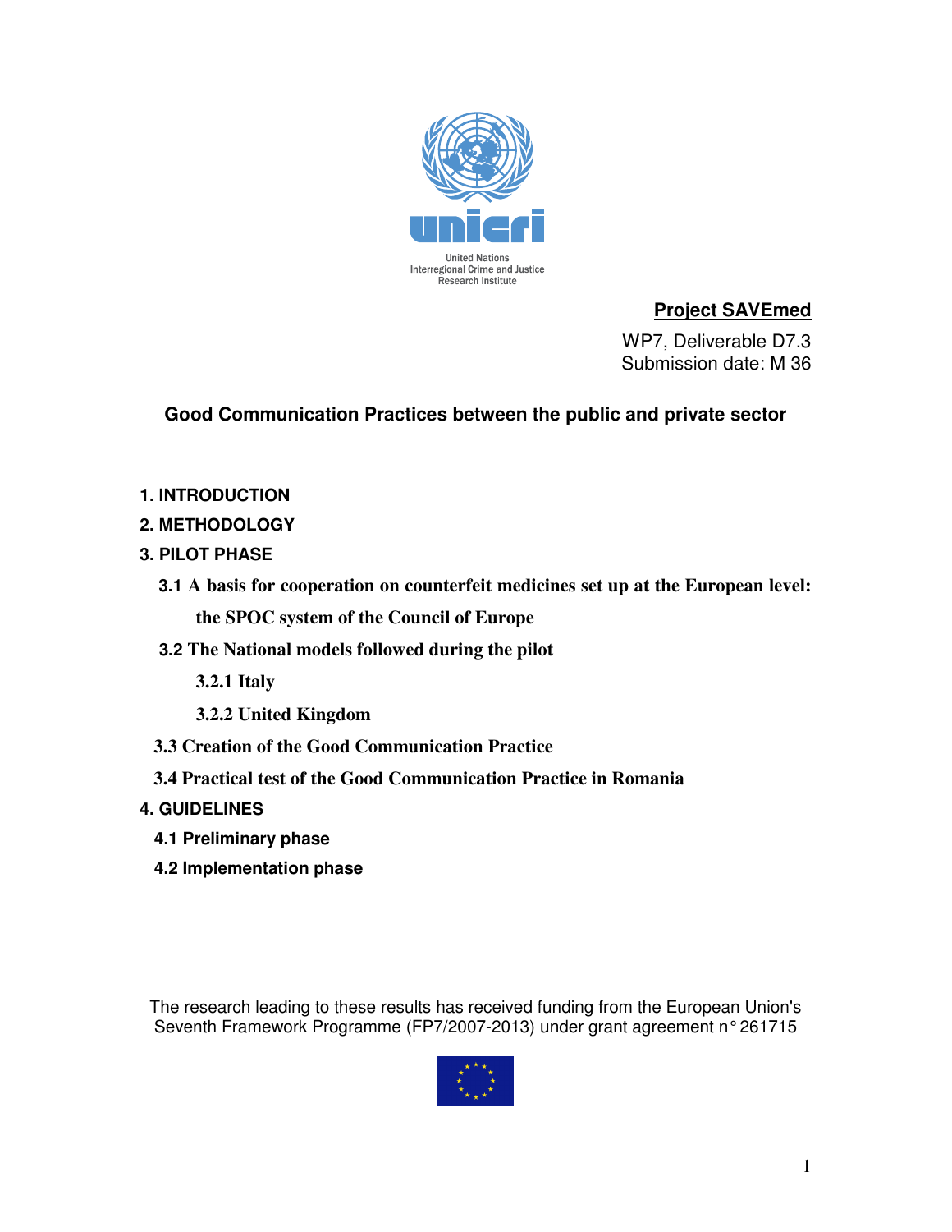United Nations
Interregional Crime and Justice
Research Institute

**Project SAVEmed**

WP7, Deliverable D7.3
Submission date: M 36

# Good Communication Practices between the public and private sector

**1. INTRODUCTION**

**2. METHODOLOGY**

**3. PILOT PHASE**

**3.1 A basis for cooperation on counterfeit medicines set up at the European level: the SPOC system of the Council of Europe**

**3.2 The National models followed during the pilot**

**3.2.1 Italy**

**3.2.2 United Kingdom**

**3.3 Creation of the Good Communication Practice**

**3.4 Practical test of the Good Communication Practice in Romania**

**4. GUIDELINES**

**4.1 Preliminary phase**

**4.2 Implementation phase**

The research leading to these results has received funding from the European Union's Seventh Framework Programme (FP7/2007-2013) under grant agreement n° 261715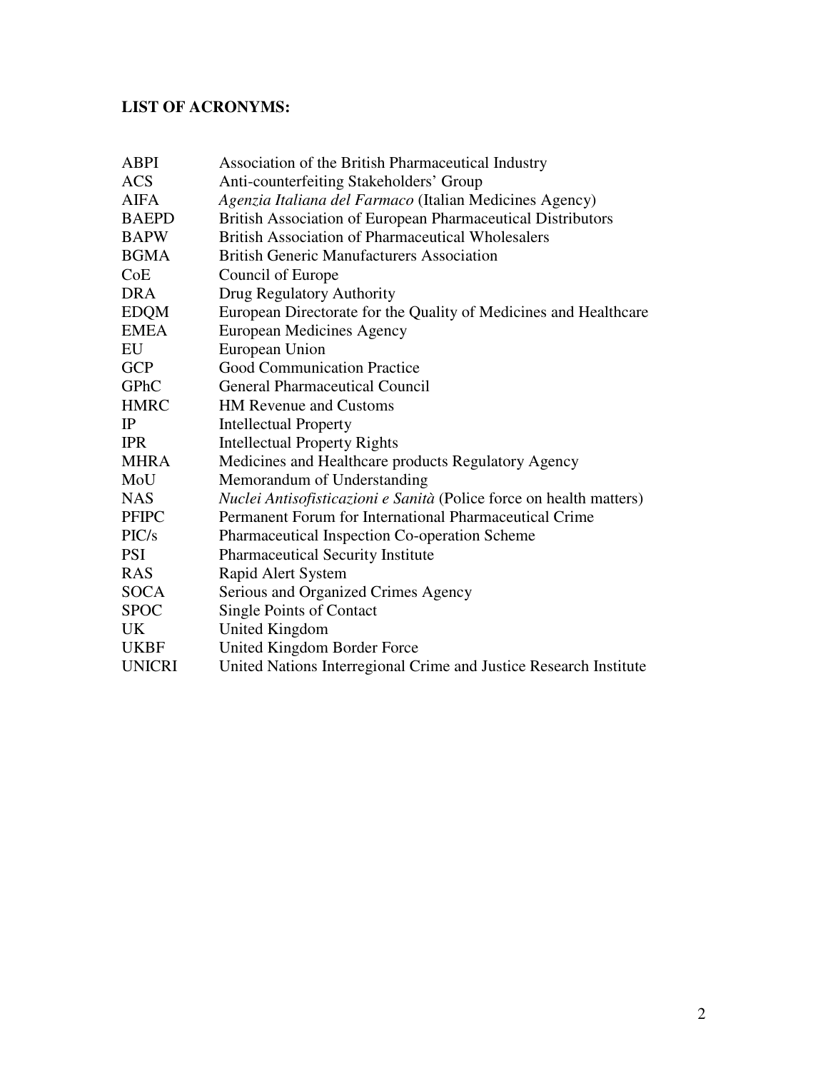**LIST OF ACRONYMS:**

| | |
|---|---|
| ABPI | Association of the British Pharmaceutical Industry |
| ACS | Anti-counterfeiting Stakeholders' Group |
| AIFA | *Agenzia Italiana del Farmaco* (Italian Medicines Agency) |
| BAEPD | British Association of European Pharmaceutical Distributors |
| BAPW | British Association of Pharmaceutical Wholesalers |
| BGMA | British Generic Manufacturers Association |
| CoE | Council of Europe |
| DRA | Drug Regulatory Authority |
| EDQM | European Directorate for the Quality of Medicines and Healthcare |
| EMEA | European Medicines Agency |
| EU | European Union |
| GCP | Good Communication Practice |
| GPhC | General Pharmaceutical Council |
| HMRC | HM Revenue and Customs |
| IP | Intellectual Property |
| IPR | Intellectual Property Rights |
| MHRA | Medicines and Healthcare products Regulatory Agency |
| MoU | Memorandum of Understanding |
| NAS | *Nuclei Antisofisticazioni e Sanità* (Police force on health matters) |
| PFIPC | Permanent Forum for International Pharmaceutical Crime |
| PIC/s | Pharmaceutical Inspection Co-operation Scheme |
| PSI | Pharmaceutical Security Institute |
| RAS | Rapid Alert System |
| SOCA | Serious and Organized Crimes Agency |
| SPOC | Single Points of Contact |
| UK | United Kingdom |
| UKBF | United Kingdom Border Force |
| UNICRI | United Nations Interregional Crime and Justice Research Institute |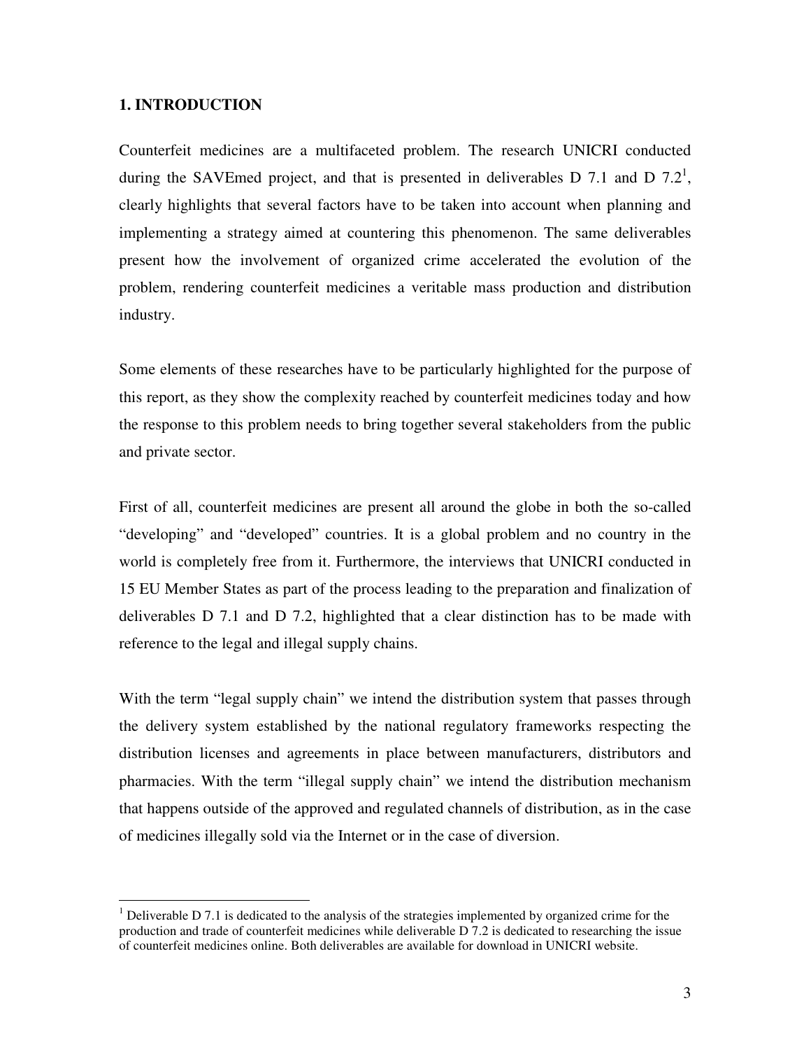## 1. INTRODUCTION

Counterfeit medicines are a multifaceted problem. The research UNICRI conducted during the SAVEmed project, and that is presented in deliverables D 7.1 and D 7.2[1], clearly highlights that several factors have to be taken into account when planning and implementing a strategy aimed at countering this phenomenon. The same deliverables present how the involvement of organized crime accelerated the evolution of the problem, rendering counterfeit medicines a veritable mass production and distribution industry.

Some elements of these researches have to be particularly highlighted for the purpose of this report, as they show the complexity reached by counterfeit medicines today and how the response to this problem needs to bring together several stakeholders from the public and private sector.

First of all, counterfeit medicines are present all around the globe in both the so-called "developing" and "developed" countries. It is a global problem and no country in the world is completely free from it. Furthermore, the interviews that UNICRI conducted in 15 EU Member States as part of the process leading to the preparation and finalization of deliverables D 7.1 and D 7.2, highlighted that a clear distinction has to be made with reference to the legal and illegal supply chains.

With the term "legal supply chain" we intend the distribution system that passes through the delivery system established by the national regulatory frameworks respecting the distribution licenses and agreements in place between manufacturers, distributors and pharmacies. With the term "illegal supply chain" we intend the distribution mechanism that happens outside of the approved and regulated channels of distribution, as in the case of medicines illegally sold via the Internet or in the case of diversion.

[1] Deliverable D 7.1 is dedicated to the analysis of the strategies implemented by organized crime for the production and trade of counterfeit medicines while deliverable D 7.2 is dedicated to researching the issue of counterfeit medicines online. Both deliverables are available for download in UNICRI website.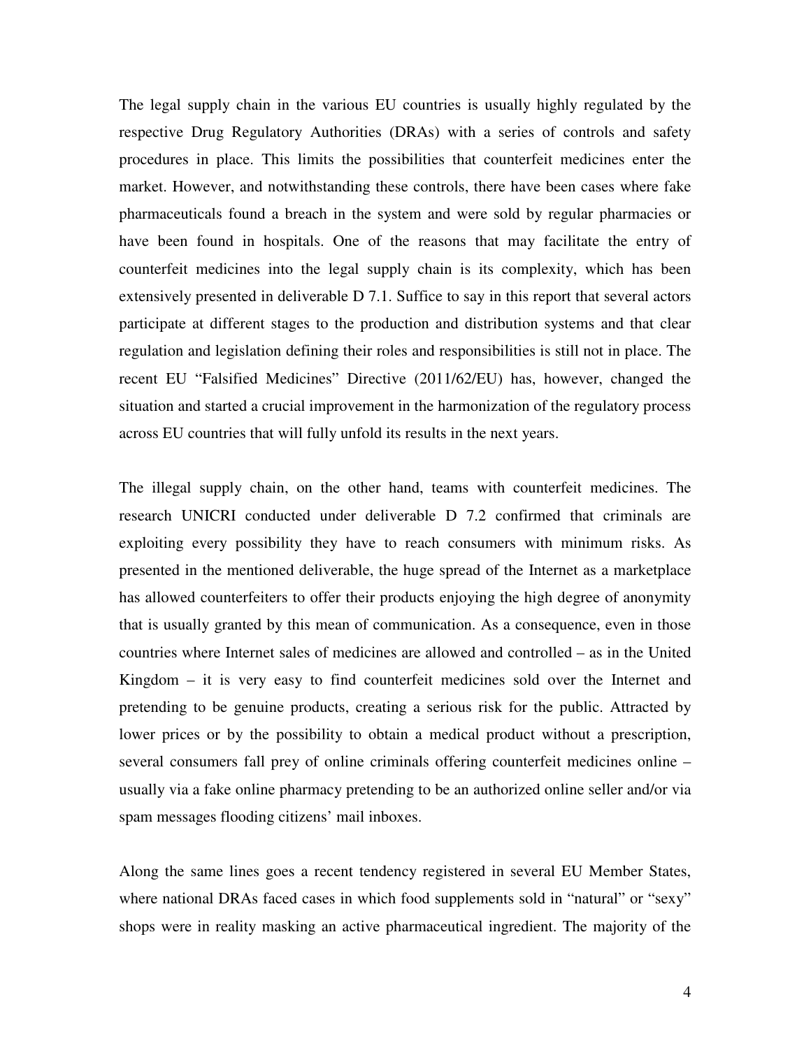The legal supply chain in the various EU countries is usually highly regulated by the respective Drug Regulatory Authorities (DRAs) with a series of controls and safety procedures in place. This limits the possibilities that counterfeit medicines enter the market. However, and notwithstanding these controls, there have been cases where fake pharmaceuticals found a breach in the system and were sold by regular pharmacies or have been found in hospitals. One of the reasons that may facilitate the entry of counterfeit medicines into the legal supply chain is its complexity, which has been extensively presented in deliverable D 7.1. Suffice to say in this report that several actors participate at different stages to the production and distribution systems and that clear regulation and legislation defining their roles and responsibilities is still not in place. The recent EU "Falsified Medicines" Directive (2011/62/EU) has, however, changed the situation and started a crucial improvement in the harmonization of the regulatory process across EU countries that will fully unfold its results in the next years.

The illegal supply chain, on the other hand, teams with counterfeit medicines. The research UNICRI conducted under deliverable D 7.2 confirmed that criminals are exploiting every possibility they have to reach consumers with minimum risks. As presented in the mentioned deliverable, the huge spread of the Internet as a marketplace has allowed counterfeiters to offer their products enjoying the high degree of anonymity that is usually granted by this mean of communication. As a consequence, even in those countries where Internet sales of medicines are allowed and controlled – as in the United Kingdom – it is very easy to find counterfeit medicines sold over the Internet and pretending to be genuine products, creating a serious risk for the public. Attracted by lower prices or by the possibility to obtain a medical product without a prescription, several consumers fall prey of online criminals offering counterfeit medicines online – usually via a fake online pharmacy pretending to be an authorized online seller and/or via spam messages flooding citizens' mail inboxes.

Along the same lines goes a recent tendency registered in several EU Member States, where national DRAs faced cases in which food supplements sold in "natural" or "sexy" shops were in reality masking an active pharmaceutical ingredient. The majority of the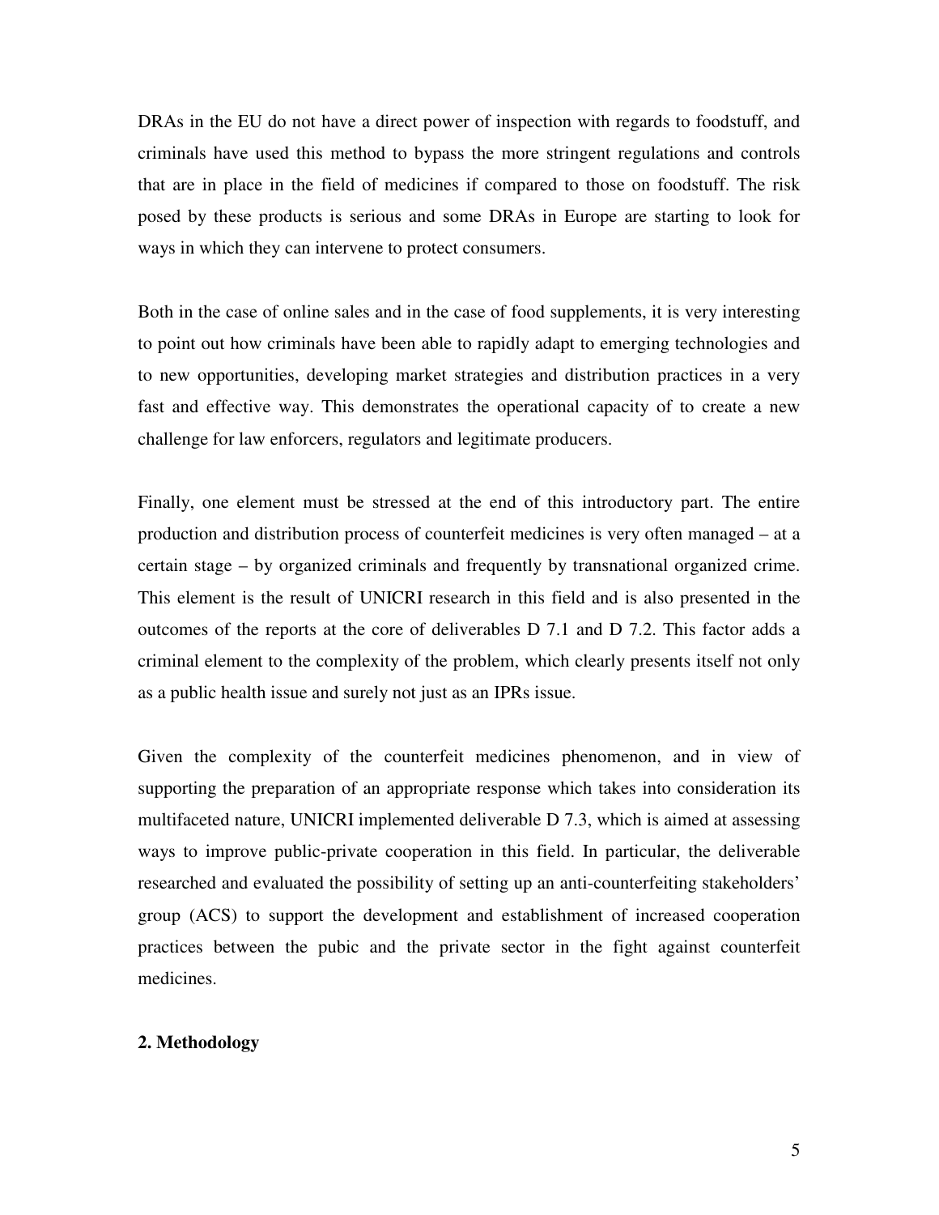DRAs in the EU do not have a direct power of inspection with regards to foodstuff, and criminals have used this method to bypass the more stringent regulations and controls that are in place in the field of medicines if compared to those on foodstuff. The risk posed by these products is serious and some DRAs in Europe are starting to look for ways in which they can intervene to protect consumers.

Both in the case of online sales and in the case of food supplements, it is very interesting to point out how criminals have been able to rapidly adapt to emerging technologies and to new opportunities, developing market strategies and distribution practices in a very fast and effective way. This demonstrates the operational capacity of to create a new challenge for law enforcers, regulators and legitimate producers.

Finally, one element must be stressed at the end of this introductory part. The entire production and distribution process of counterfeit medicines is very often managed – at a certain stage – by organized criminals and frequently by transnational organized crime. This element is the result of UNICRI research in this field and is also presented in the outcomes of the reports at the core of deliverables D 7.1 and D 7.2. This factor adds a criminal element to the complexity of the problem, which clearly presents itself not only as a public health issue and surely not just as an IPRs issue.

Given the complexity of the counterfeit medicines phenomenon, and in view of supporting the preparation of an appropriate response which takes into consideration its multifaceted nature, UNICRI implemented deliverable D 7.3, which is aimed at assessing ways to improve public-private cooperation in this field. In particular, the deliverable researched and evaluated the possibility of setting up an anti-counterfeiting stakeholders' group (ACS) to support the development and establishment of increased cooperation practices between the pubic and the private sector in the fight against counterfeit medicines.

## 2. Methodology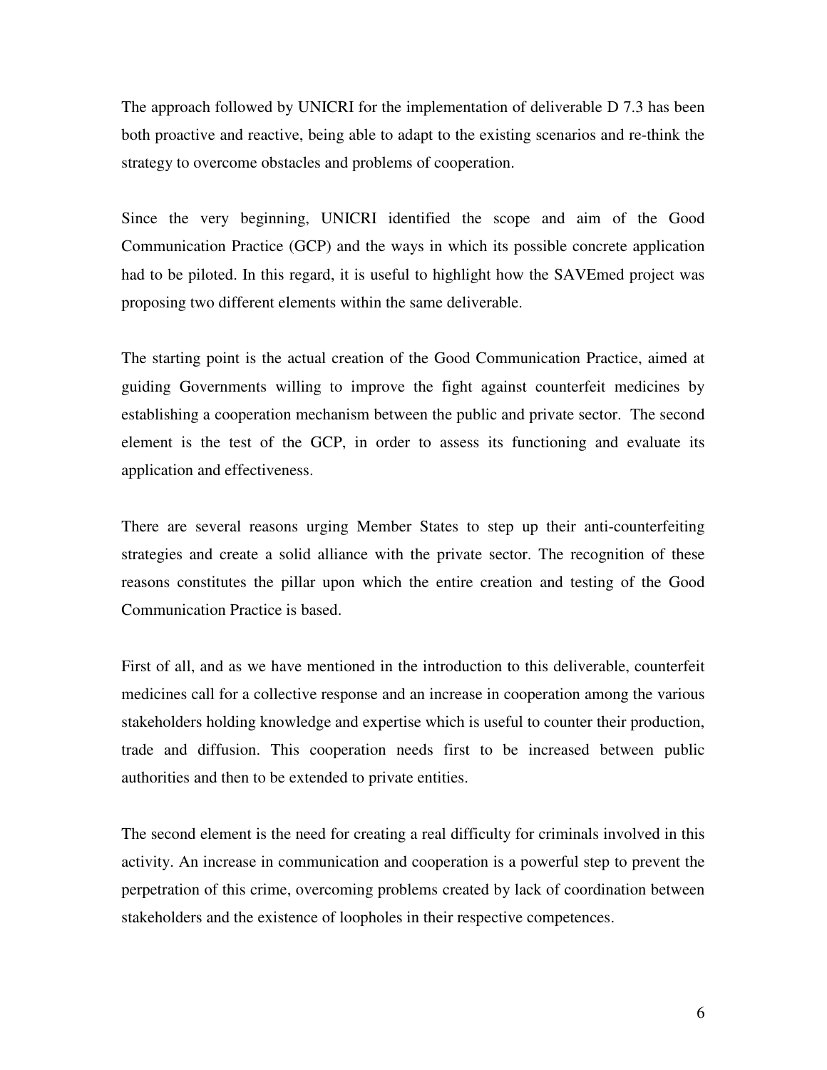The approach followed by UNICRI for the implementation of deliverable D 7.3 has been both proactive and reactive, being able to adapt to the existing scenarios and re-think the strategy to overcome obstacles and problems of cooperation.

Since the very beginning, UNICRI identified the scope and aim of the Good Communication Practice (GCP) and the ways in which its possible concrete application had to be piloted. In this regard, it is useful to highlight how the SAVEmed project was proposing two different elements within the same deliverable.

The starting point is the actual creation of the Good Communication Practice, aimed at guiding Governments willing to improve the fight against counterfeit medicines by establishing a cooperation mechanism between the public and private sector. The second element is the test of the GCP, in order to assess its functioning and evaluate its application and effectiveness.

There are several reasons urging Member States to step up their anti-counterfeiting strategies and create a solid alliance with the private sector. The recognition of these reasons constitutes the pillar upon which the entire creation and testing of the Good Communication Practice is based.

First of all, and as we have mentioned in the introduction to this deliverable, counterfeit medicines call for a collective response and an increase in cooperation among the various stakeholders holding knowledge and expertise which is useful to counter their production, trade and diffusion. This cooperation needs first to be increased between public authorities and then to be extended to private entities.

The second element is the need for creating a real difficulty for criminals involved in this activity. An increase in communication and cooperation is a powerful step to prevent the perpetration of this crime, overcoming problems created by lack of coordination between stakeholders and the existence of loopholes in their respective competences.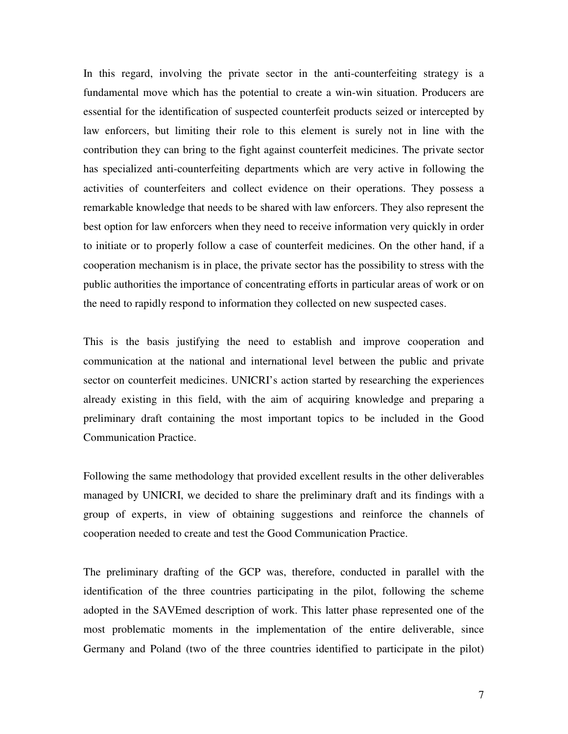In this regard, involving the private sector in the anti-counterfeiting strategy is a fundamental move which has the potential to create a win-win situation. Producers are essential for the identification of suspected counterfeit products seized or intercepted by law enforcers, but limiting their role to this element is surely not in line with the contribution they can bring to the fight against counterfeit medicines. The private sector has specialized anti-counterfeiting departments which are very active in following the activities of counterfeiters and collect evidence on their operations. They possess a remarkable knowledge that needs to be shared with law enforcers. They also represent the best option for law enforcers when they need to receive information very quickly in order to initiate or to properly follow a case of counterfeit medicines. On the other hand, if a cooperation mechanism is in place, the private sector has the possibility to stress with the public authorities the importance of concentrating efforts in particular areas of work or on the need to rapidly respond to information they collected on new suspected cases.

This is the basis justifying the need to establish and improve cooperation and communication at the national and international level between the public and private sector on counterfeit medicines. UNICRI's action started by researching the experiences already existing in this field, with the aim of acquiring knowledge and preparing a preliminary draft containing the most important topics to be included in the Good Communication Practice.

Following the same methodology that provided excellent results in the other deliverables managed by UNICRI, we decided to share the preliminary draft and its findings with a group of experts, in view of obtaining suggestions and reinforce the channels of cooperation needed to create and test the Good Communication Practice.

The preliminary drafting of the GCP was, therefore, conducted in parallel with the identification of the three countries participating in the pilot, following the scheme adopted in the SAVEmed description of work. This latter phase represented one of the most problematic moments in the implementation of the entire deliverable, since Germany and Poland (two of the three countries identified to participate in the pilot)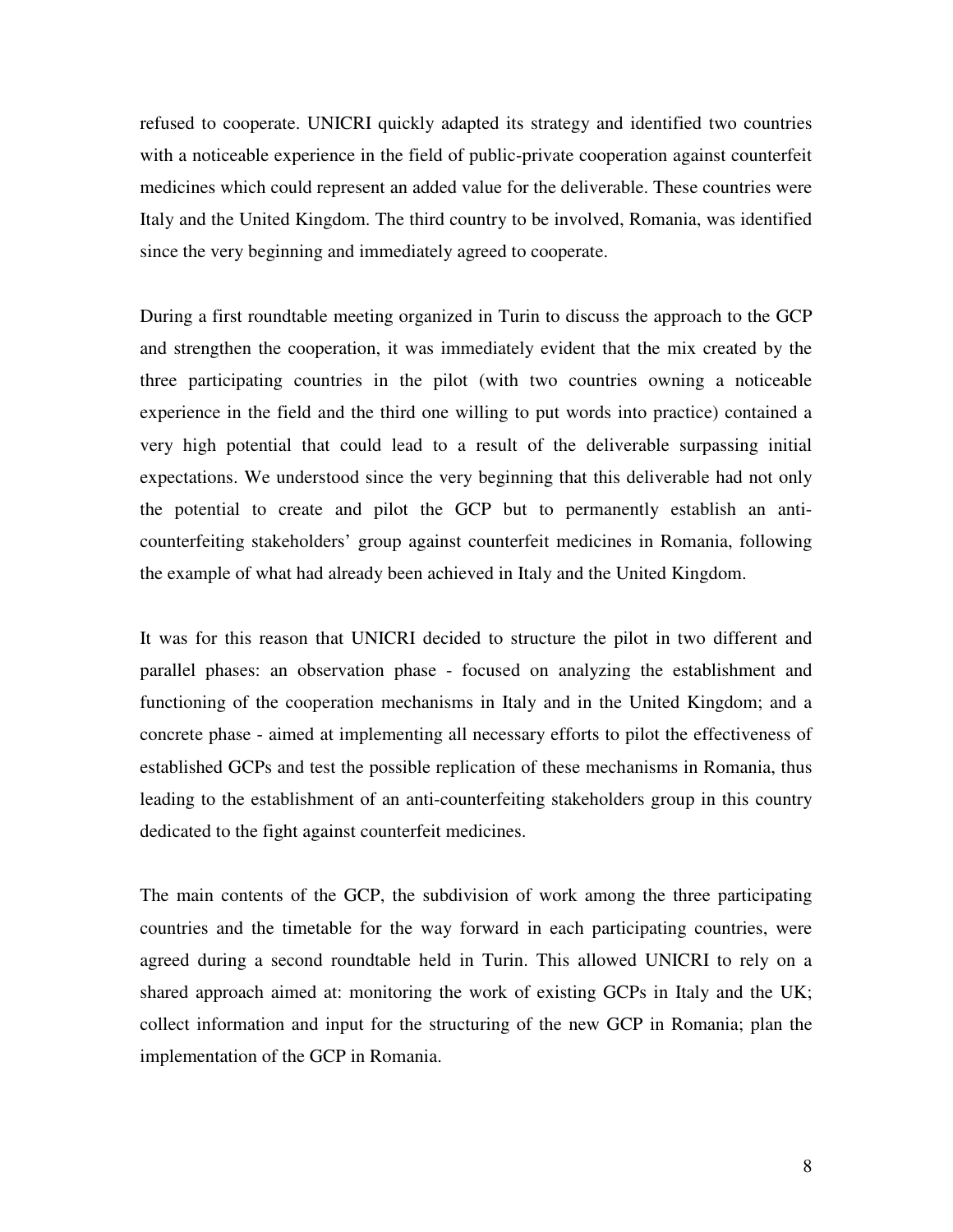refused to cooperate. UNICRI quickly adapted its strategy and identified two countries with a noticeable experience in the field of public-private cooperation against counterfeit medicines which could represent an added value for the deliverable. These countries were Italy and the United Kingdom. The third country to be involved, Romania, was identified since the very beginning and immediately agreed to cooperate.

During a first roundtable meeting organized in Turin to discuss the approach to the GCP and strengthen the cooperation, it was immediately evident that the mix created by the three participating countries in the pilot (with two countries owning a noticeable experience in the field and the third one willing to put words into practice) contained a very high potential that could lead to a result of the deliverable surpassing initial expectations. We understood since the very beginning that this deliverable had not only the potential to create and pilot the GCP but to permanently establish an anti-counterfeiting stakeholders' group against counterfeit medicines in Romania, following the example of what had already been achieved in Italy and the United Kingdom.

It was for this reason that UNICRI decided to structure the pilot in two different and parallel phases: an observation phase - focused on analyzing the establishment and functioning of the cooperation mechanisms in Italy and in the United Kingdom; and a concrete phase - aimed at implementing all necessary efforts to pilot the effectiveness of established GCPs and test the possible replication of these mechanisms in Romania, thus leading to the establishment of an anti-counterfeiting stakeholders group in this country dedicated to the fight against counterfeit medicines.

The main contents of the GCP, the subdivision of work among the three participating countries and the timetable for the way forward in each participating countries, were agreed during a second roundtable held in Turin. This allowed UNICRI to rely on a shared approach aimed at: monitoring the work of existing GCPs in Italy and the UK; collect information and input for the structuring of the new GCP in Romania; plan the implementation of the GCP in Romania.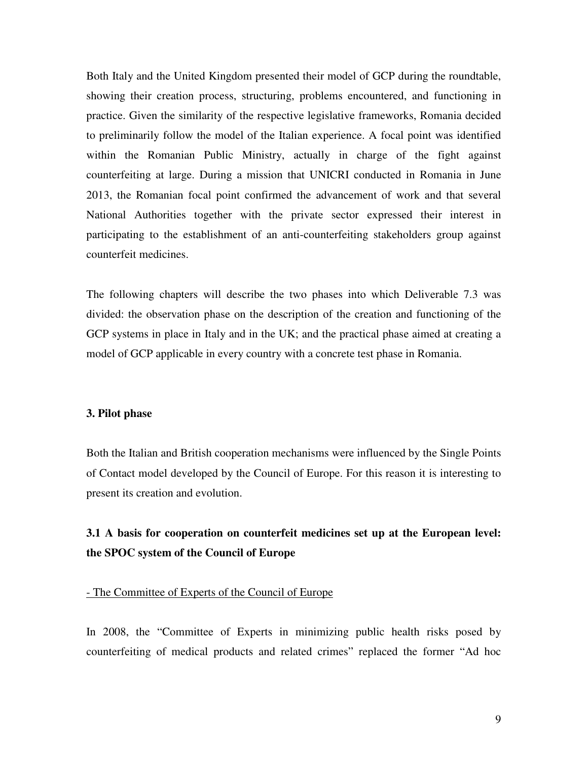Both Italy and the United Kingdom presented their model of GCP during the roundtable, showing their creation process, structuring, problems encountered, and functioning in practice. Given the similarity of the respective legislative frameworks, Romania decided to preliminarily follow the model of the Italian experience. A focal point was identified within the Romanian Public Ministry, actually in charge of the fight against counterfeiting at large. During a mission that UNICRI conducted in Romania in June 2013, the Romanian focal point confirmed the advancement of work and that several National Authorities together with the private sector expressed their interest in participating to the establishment of an anti-counterfeiting stakeholders group against counterfeit medicines.

The following chapters will describe the two phases into which Deliverable 7.3 was divided: the observation phase on the description of the creation and functioning of the GCP systems in place in Italy and in the UK; and the practical phase aimed at creating a model of GCP applicable in every country with a concrete test phase in Romania.

## 3. Pilot phase

Both the Italian and British cooperation mechanisms were influenced by the Single Points of Contact model developed by the Council of Europe. For this reason it is interesting to present its creation and evolution.

### 3.1 A basis for cooperation on counterfeit medicines set up at the European level: the SPOC system of the Council of Europe

- The Committee of Experts of the Council of Europe

In 2008, the "Committee of Experts in minimizing public health risks posed by counterfeiting of medical products and related crimes" replaced the former "Ad hoc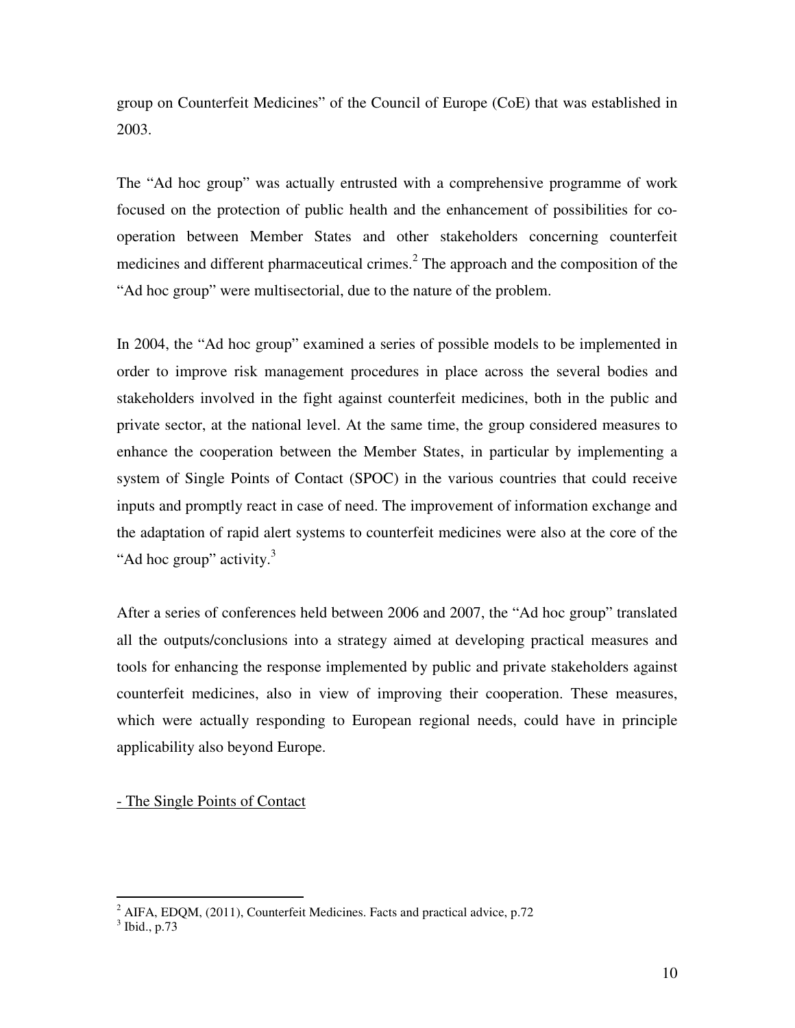group on Counterfeit Medicines" of the Council of Europe (CoE) that was established in 2003.

The "Ad hoc group" was actually entrusted with a comprehensive programme of work focused on the protection of public health and the enhancement of possibilities for co-operation between Member States and other stakeholders concerning counterfeit medicines and different pharmaceutical crimes.[2] The approach and the composition of the "Ad hoc group" were multisectorial, due to the nature of the problem.

In 2004, the "Ad hoc group" examined a series of possible models to be implemented in order to improve risk management procedures in place across the several bodies and stakeholders involved in the fight against counterfeit medicines, both in the public and private sector, at the national level. At the same time, the group considered measures to enhance the cooperation between the Member States, in particular by implementing a system of Single Points of Contact (SPOC) in the various countries that could receive inputs and promptly react in case of need. The improvement of information exchange and the adaptation of rapid alert systems to counterfeit medicines were also at the core of the "Ad hoc group" activity.[3]

After a series of conferences held between 2006 and 2007, the "Ad hoc group" translated all the outputs/conclusions into a strategy aimed at developing practical measures and tools for enhancing the response implemented by public and private stakeholders against counterfeit medicines, also in view of improving their cooperation. These measures, which were actually responding to European regional needs, could have in principle applicability also beyond Europe.

<u>- The Single Points of Contact</u>

---

[2] AIFA, EDQM, (2011), Counterfeit Medicines. Facts and practical advice, p.72

[3] Ibid., p.73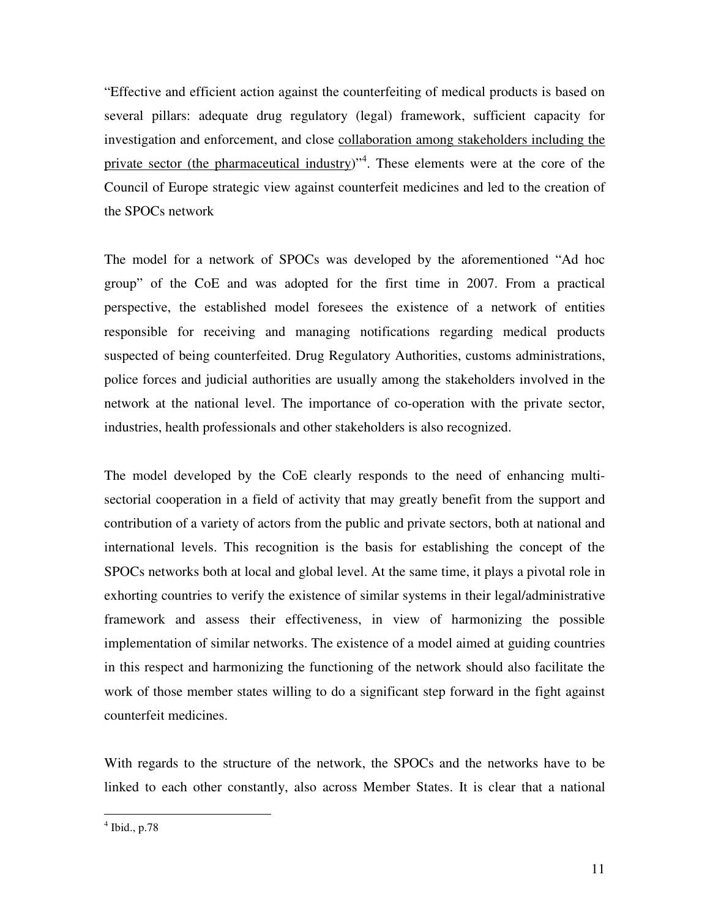"Effective and efficient action against the counterfeiting of medical products is based on several pillars: adequate drug regulatory (legal) framework, sufficient capacity for investigation and enforcement, and close <u>collaboration among stakeholders including the private sector (the pharmaceutical industry)</u>"[4]. These elements were at the core of the Council of Europe strategic view against counterfeit medicines and led to the creation of the SPOCs network

The model for a network of SPOCs was developed by the aforementioned "Ad hoc group" of the CoE and was adopted for the first time in 2007. From a practical perspective, the established model foresees the existence of a network of entities responsible for receiving and managing notifications regarding medical products suspected of being counterfeited. Drug Regulatory Authorities, customs administrations, police forces and judicial authorities are usually among the stakeholders involved in the network at the national level. The importance of co-operation with the private sector, industries, health professionals and other stakeholders is also recognized.

The model developed by the CoE clearly responds to the need of enhancing multi-sectorial cooperation in a field of activity that may greatly benefit from the support and contribution of a variety of actors from the public and private sectors, both at national and international levels. This recognition is the basis for establishing the concept of the SPOCs networks both at local and global level. At the same time, it plays a pivotal role in exhorting countries to verify the existence of similar systems in their legal/administrative framework and assess their effectiveness, in view of harmonizing the possible implementation of similar networks. The existence of a model aimed at guiding countries in this respect and harmonizing the functioning of the network should also facilitate the work of those member states willing to do a significant step forward in the fight against counterfeit medicines.

With regards to the structure of the network, the SPOCs and the networks have to be linked to each other constantly, also across Member States. It is clear that a national

[4] Ibid., p.78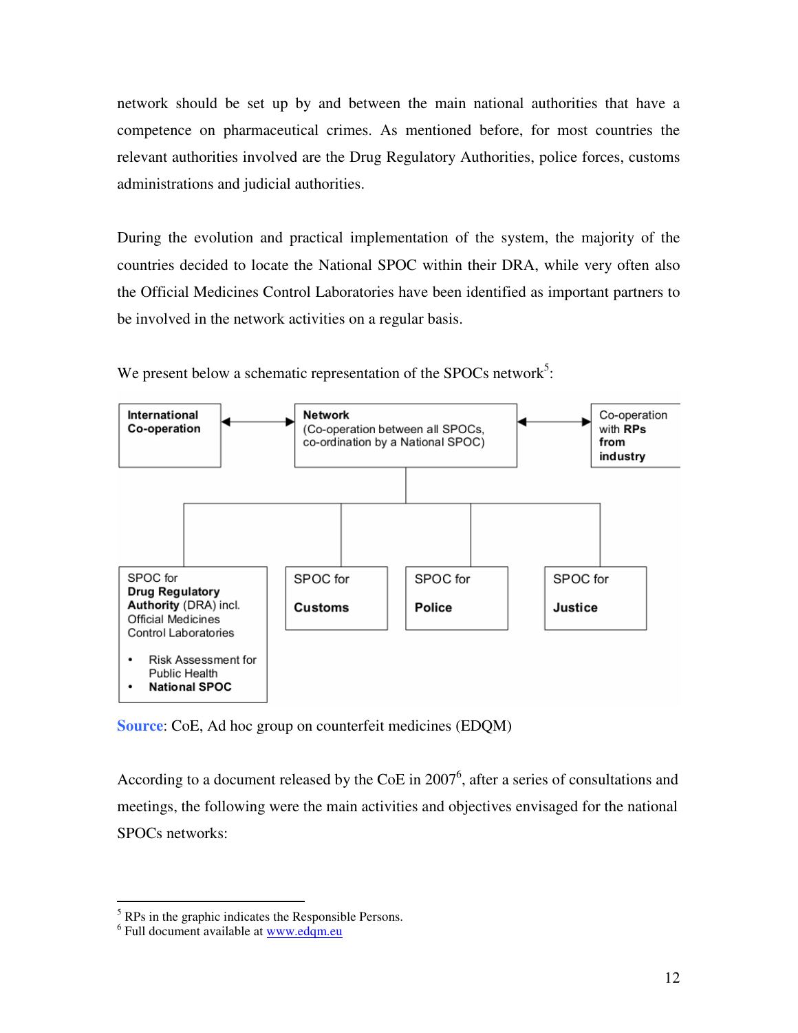network should be set up by and between the main national authorities that have a competence on pharmaceutical crimes. As mentioned before, for most countries the relevant authorities involved are the Drug Regulatory Authorities, police forces, customs administrations and judicial authorities.

During the evolution and practical implementation of the system, the majority of the countries decided to locate the National SPOC within their DRA, while very often also the Official Medicines Control Laboratories have been identified as important partners to be involved in the network activities on a regular basis.

We present below a schematic representation of the SPOCs network[5]:

**International Co-operation** ↔ **Network** (Co-operation between all SPOCs, co-ordination by a National SPOC) ↔ Co-operation with **RPs from industry**

- SPOC for **Drug Regulatory Authority** (DRA) incl. Official Medicines Control Laboratories
  - Risk Assessment for Public Health
  - **National SPOC**
- SPOC for **Customs**
- SPOC for **Police**
- SPOC for **Justice**

**Source**: CoE, Ad hoc group on counterfeit medicines (EDQM)

According to a document released by the CoE in 2007[6], after a series of consultations and meetings, the following were the main activities and objectives envisaged for the national SPOCs networks:

[5] RPs in the graphic indicates the Responsible Persons.
[6] Full document available at www.edqm.eu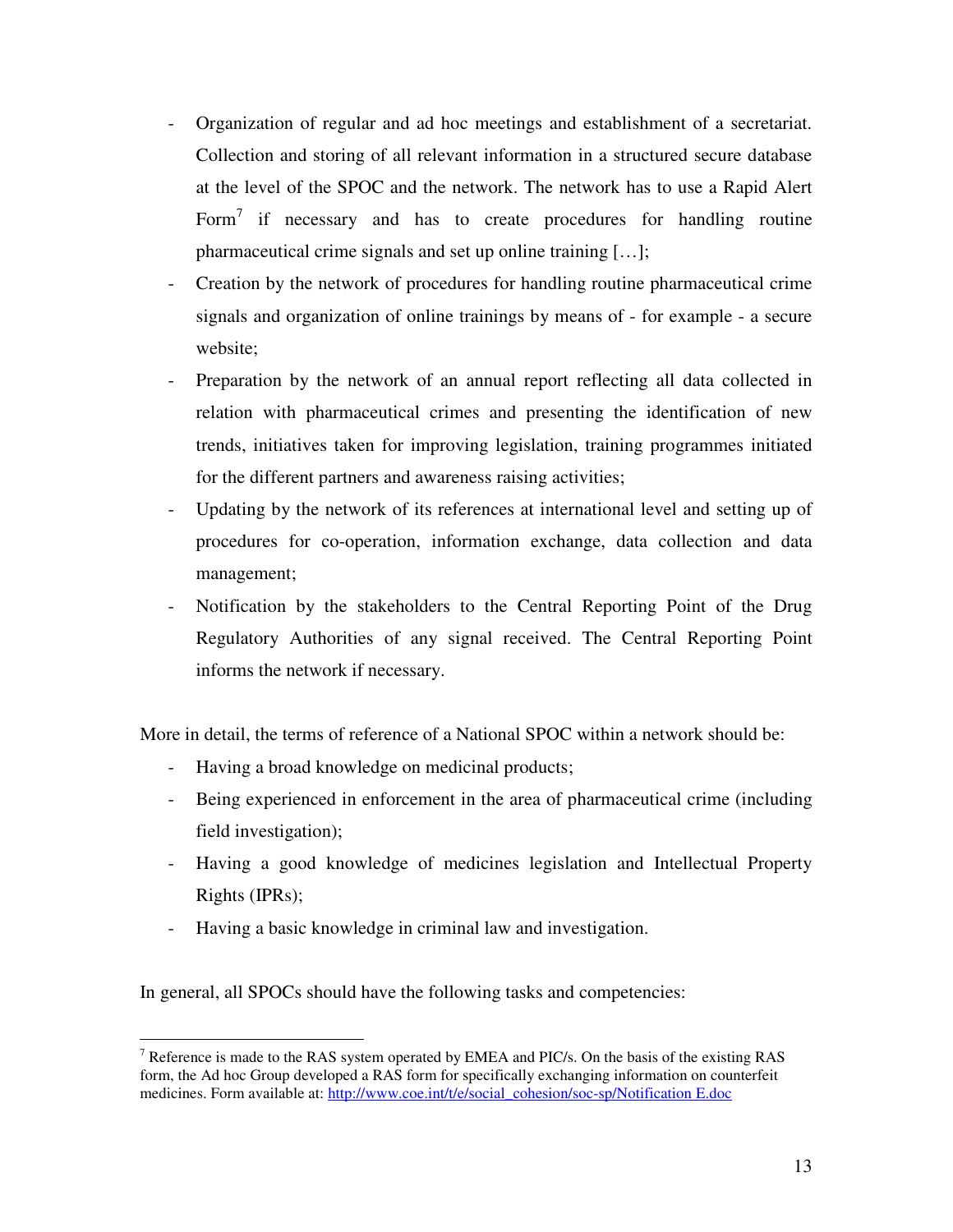- Organization of regular and ad hoc meetings and establishment of a secretariat. Collection and storing of all relevant information in a structured secure database at the level of the SPOC and the network. The network has to use a Rapid Alert Form[7] if necessary and has to create procedures for handling routine pharmaceutical crime signals and set up online training […];
- Creation by the network of procedures for handling routine pharmaceutical crime signals and organization of online trainings by means of - for example - a secure website;
- Preparation by the network of an annual report reflecting all data collected in relation with pharmaceutical crimes and presenting the identification of new trends, initiatives taken for improving legislation, training programmes initiated for the different partners and awareness raising activities;
- Updating by the network of its references at international level and setting up of procedures for co-operation, information exchange, data collection and data management;
- Notification by the stakeholders to the Central Reporting Point of the Drug Regulatory Authorities of any signal received. The Central Reporting Point informs the network if necessary.

More in detail, the terms of reference of a National SPOC within a network should be:

- Having a broad knowledge on medicinal products;
- Being experienced in enforcement in the area of pharmaceutical crime (including field investigation);
- Having a good knowledge of medicines legislation and Intellectual Property Rights (IPRs);
- Having a basic knowledge in criminal law and investigation.

In general, all SPOCs should have the following tasks and competencies:

---

[7] Reference is made to the RAS system operated by EMEA and PIC/s. On the basis of the existing RAS form, the Ad hoc Group developed a RAS form for specifically exchanging information on counterfeit medicines. Form available at: http://www.coe.int/t/e/social_cohesion/soc-sp/Notification E.doc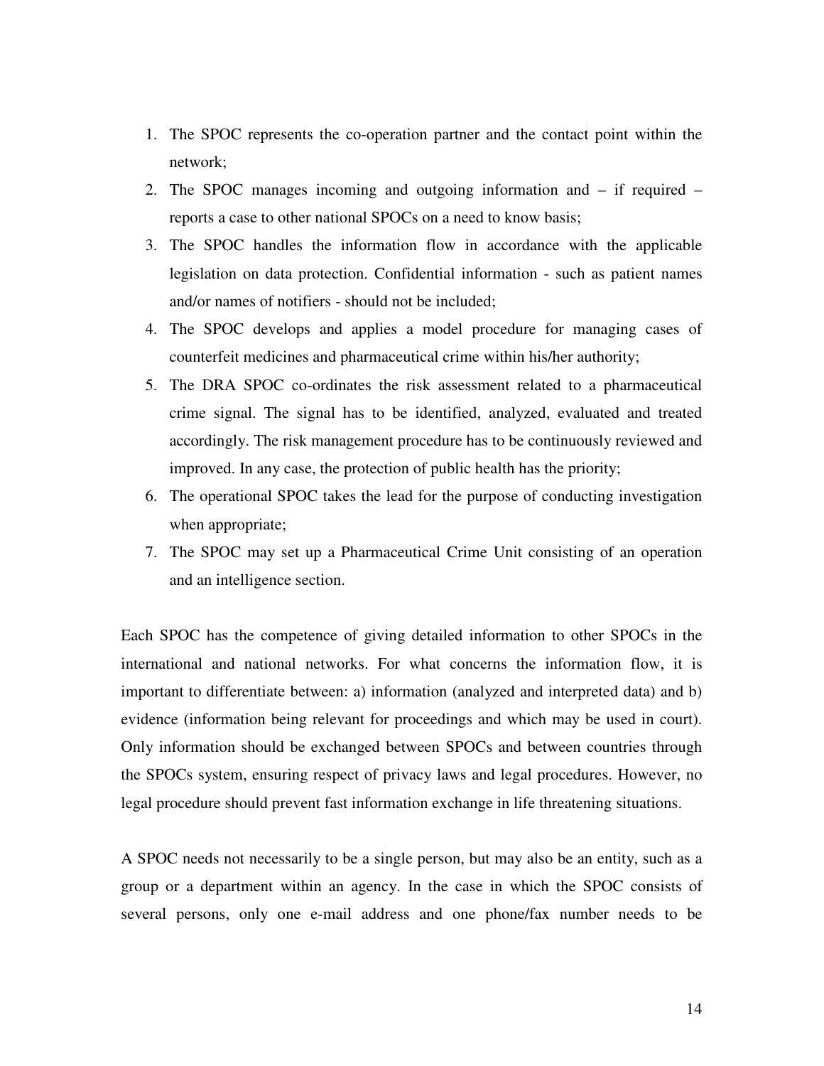1. The SPOC represents the co-operation partner and the contact point within the network;
2. The SPOC manages incoming and outgoing information and – if required – reports a case to other national SPOCs on a need to know basis;
3. The SPOC handles the information flow in accordance with the applicable legislation on data protection. Confidential information - such as patient names and/or names of notifiers - should not be included;
4. The SPOC develops and applies a model procedure for managing cases of counterfeit medicines and pharmaceutical crime within his/her authority;
5. The DRA SPOC co-ordinates the risk assessment related to a pharmaceutical crime signal. The signal has to be identified, analyzed, evaluated and treated accordingly. The risk management procedure has to be continuously reviewed and improved. In any case, the protection of public health has the priority;
6. The operational SPOC takes the lead for the purpose of conducting investigation when appropriate;
7. The SPOC may set up a Pharmaceutical Crime Unit consisting of an operation and an intelligence section.

Each SPOC has the competence of giving detailed information to other SPOCs in the international and national networks. For what concerns the information flow, it is important to differentiate between: a) information (analyzed and interpreted data) and b) evidence (information being relevant for proceedings and which may be used in court). Only information should be exchanged between SPOCs and between countries through the SPOCs system, ensuring respect of privacy laws and legal procedures. However, no legal procedure should prevent fast information exchange in life threatening situations.

A SPOC needs not necessarily to be a single person, but may also be an entity, such as a group or a department within an agency. In the case in which the SPOC consists of several persons, only one e-mail address and one phone/fax number needs to be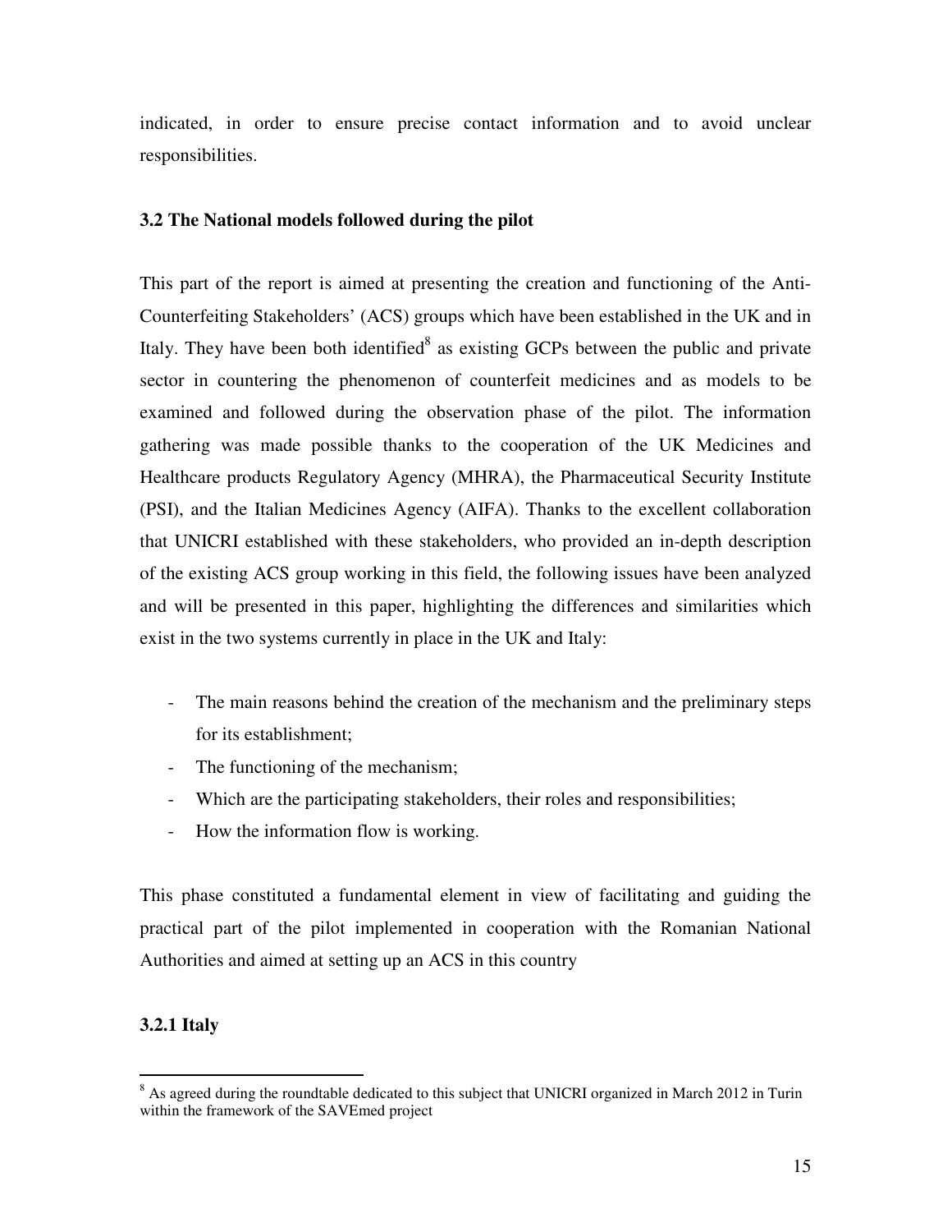indicated, in order to ensure precise contact information and to avoid unclear responsibilities.

### 3.2 The National models followed during the pilot

This part of the report is aimed at presenting the creation and functioning of the Anti-Counterfeiting Stakeholders' (ACS) groups which have been established in the UK and in Italy. They have been both identified[8] as existing GCPs between the public and private sector in countering the phenomenon of counterfeit medicines and as models to be examined and followed during the observation phase of the pilot. The information gathering was made possible thanks to the cooperation of the UK Medicines and Healthcare products Regulatory Agency (MHRA), the Pharmaceutical Security Institute (PSI), and the Italian Medicines Agency (AIFA). Thanks to the excellent collaboration that UNICRI established with these stakeholders, who provided an in-depth description of the existing ACS group working in this field, the following issues have been analyzed and will be presented in this paper, highlighting the differences and similarities which exist in the two systems currently in place in the UK and Italy:

- The main reasons behind the creation of the mechanism and the preliminary steps for its establishment;
- The functioning of the mechanism;
- Which are the participating stakeholders, their roles and responsibilities;
- How the information flow is working.

This phase constituted a fundamental element in view of facilitating and guiding the practical part of the pilot implemented in cooperation with the Romanian National Authorities and aimed at setting up an ACS in this country

#### 3.2.1 Italy

[8] As agreed during the roundtable dedicated to this subject that UNICRI organized in March 2012 in Turin within the framework of the SAVEmed project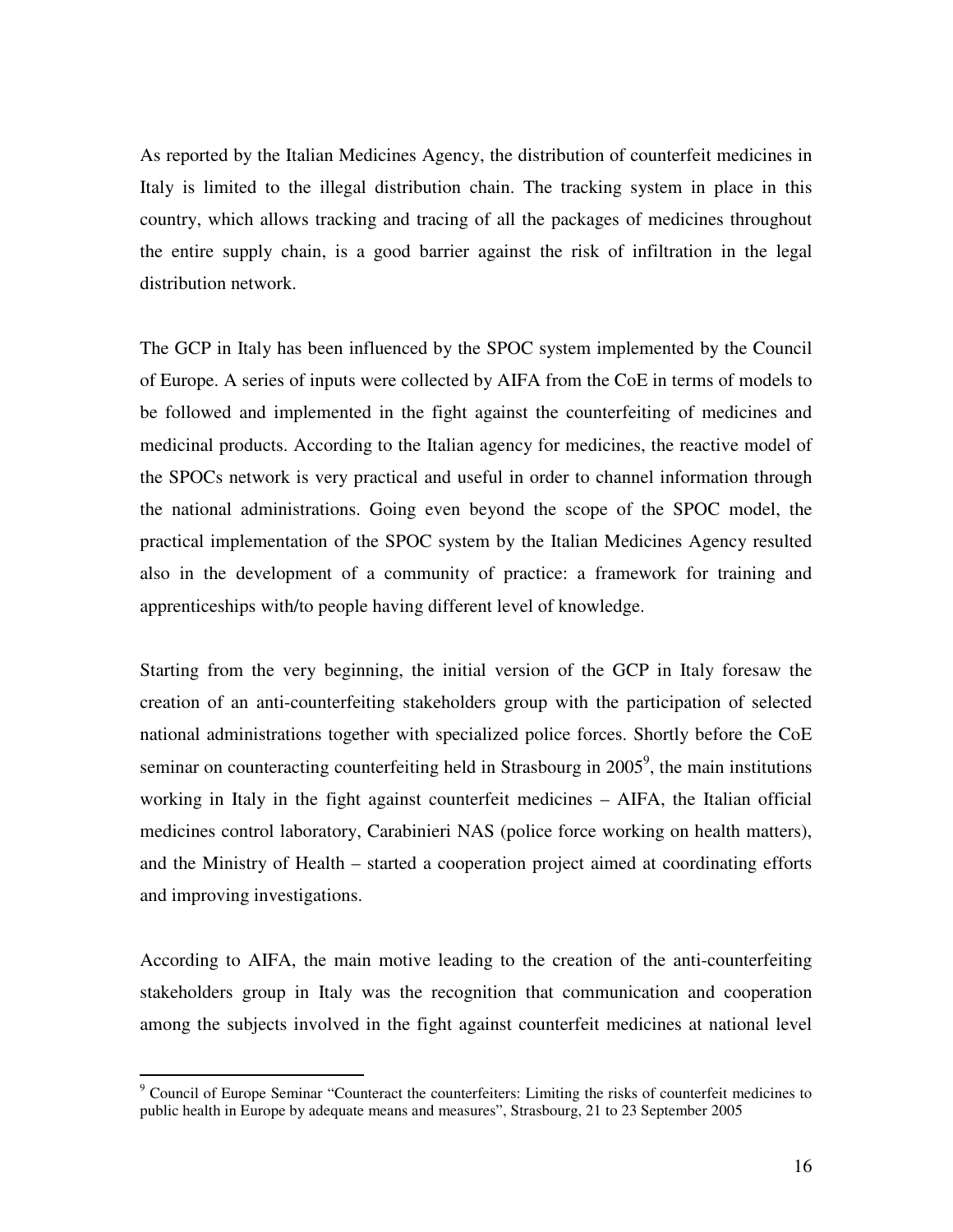As reported by the Italian Medicines Agency, the distribution of counterfeit medicines in Italy is limited to the illegal distribution chain. The tracking system in place in this country, which allows tracking and tracing of all the packages of medicines throughout the entire supply chain, is a good barrier against the risk of infiltration in the legal distribution network.

The GCP in Italy has been influenced by the SPOC system implemented by the Council of Europe. A series of inputs were collected by AIFA from the CoE in terms of models to be followed and implemented in the fight against the counterfeiting of medicines and medicinal products. According to the Italian agency for medicines, the reactive model of the SPOCs network is very practical and useful in order to channel information through the national administrations. Going even beyond the scope of the SPOC model, the practical implementation of the SPOC system by the Italian Medicines Agency resulted also in the development of a community of practice: a framework for training and apprenticeships with/to people having different level of knowledge.

Starting from the very beginning, the initial version of the GCP in Italy foresaw the creation of an anti-counterfeiting stakeholders group with the participation of selected national administrations together with specialized police forces. Shortly before the CoE seminar on counteracting counterfeiting held in Strasbourg in 2005[9], the main institutions working in Italy in the fight against counterfeit medicines – AIFA, the Italian official medicines control laboratory, Carabinieri NAS (police force working on health matters), and the Ministry of Health – started a cooperation project aimed at coordinating efforts and improving investigations.

According to AIFA, the main motive leading to the creation of the anti-counterfeiting stakeholders group in Italy was the recognition that communication and cooperation among the subjects involved in the fight against counterfeit medicines at national level

[9] Council of Europe Seminar "Counteract the counterfeiters: Limiting the risks of counterfeit medicines to public health in Europe by adequate means and measures", Strasbourg, 21 to 23 September 2005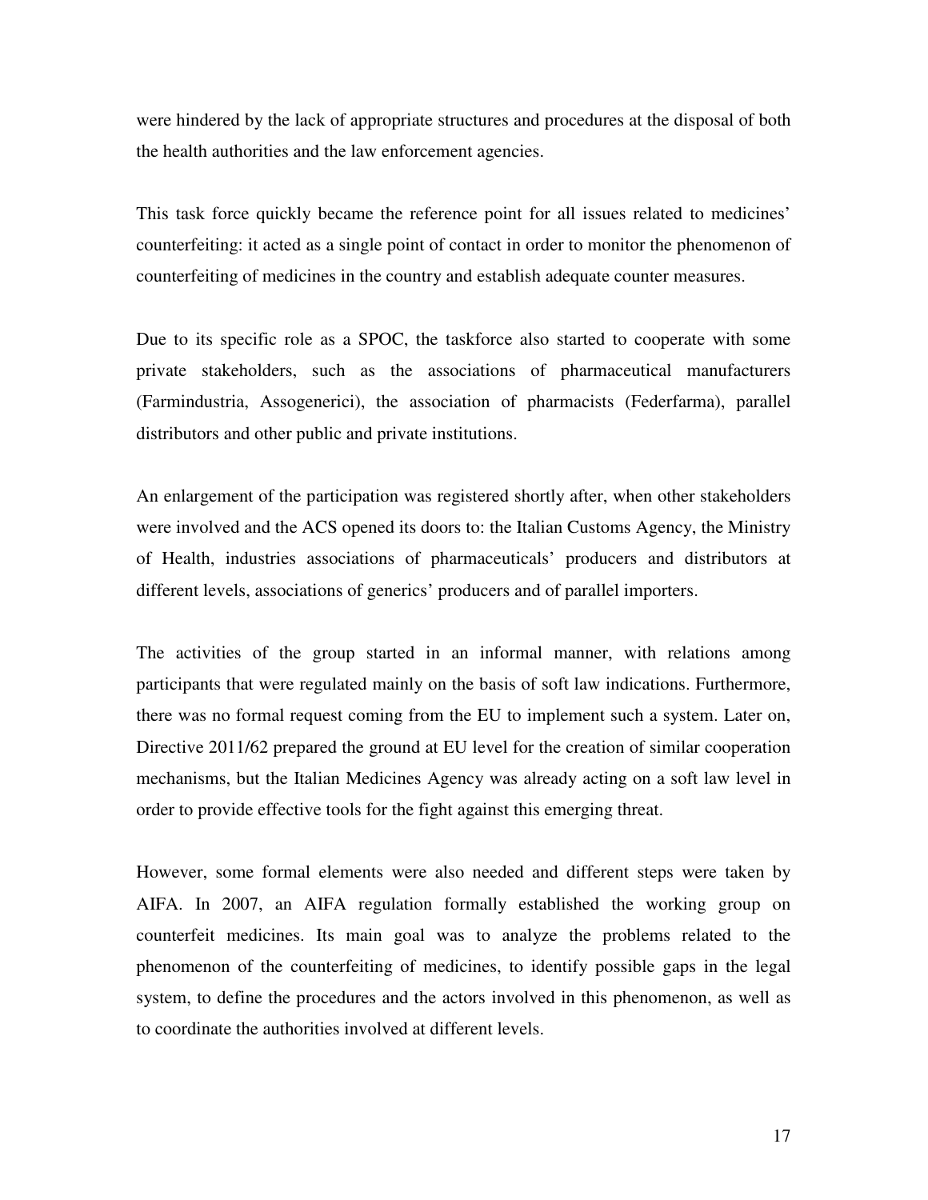were hindered by the lack of appropriate structures and procedures at the disposal of both the health authorities and the law enforcement agencies.

This task force quickly became the reference point for all issues related to medicines' counterfeiting: it acted as a single point of contact in order to monitor the phenomenon of counterfeiting of medicines in the country and establish adequate counter measures.

Due to its specific role as a SPOC, the taskforce also started to cooperate with some private stakeholders, such as the associations of pharmaceutical manufacturers (Farmindustria, Assogenerici), the association of pharmacists (Federfarma), parallel distributors and other public and private institutions.

An enlargement of the participation was registered shortly after, when other stakeholders were involved and the ACS opened its doors to: the Italian Customs Agency, the Ministry of Health, industries associations of pharmaceuticals' producers and distributors at different levels, associations of generics' producers and of parallel importers.

The activities of the group started in an informal manner, with relations among participants that were regulated mainly on the basis of soft law indications. Furthermore, there was no formal request coming from the EU to implement such a system. Later on, Directive 2011/62 prepared the ground at EU level for the creation of similar cooperation mechanisms, but the Italian Medicines Agency was already acting on a soft law level in order to provide effective tools for the fight against this emerging threat.

However, some formal elements were also needed and different steps were taken by AIFA. In 2007, an AIFA regulation formally established the working group on counterfeit medicines. Its main goal was to analyze the problems related to the phenomenon of the counterfeiting of medicines, to identify possible gaps in the legal system, to define the procedures and the actors involved in this phenomenon, as well as to coordinate the authorities involved at different levels.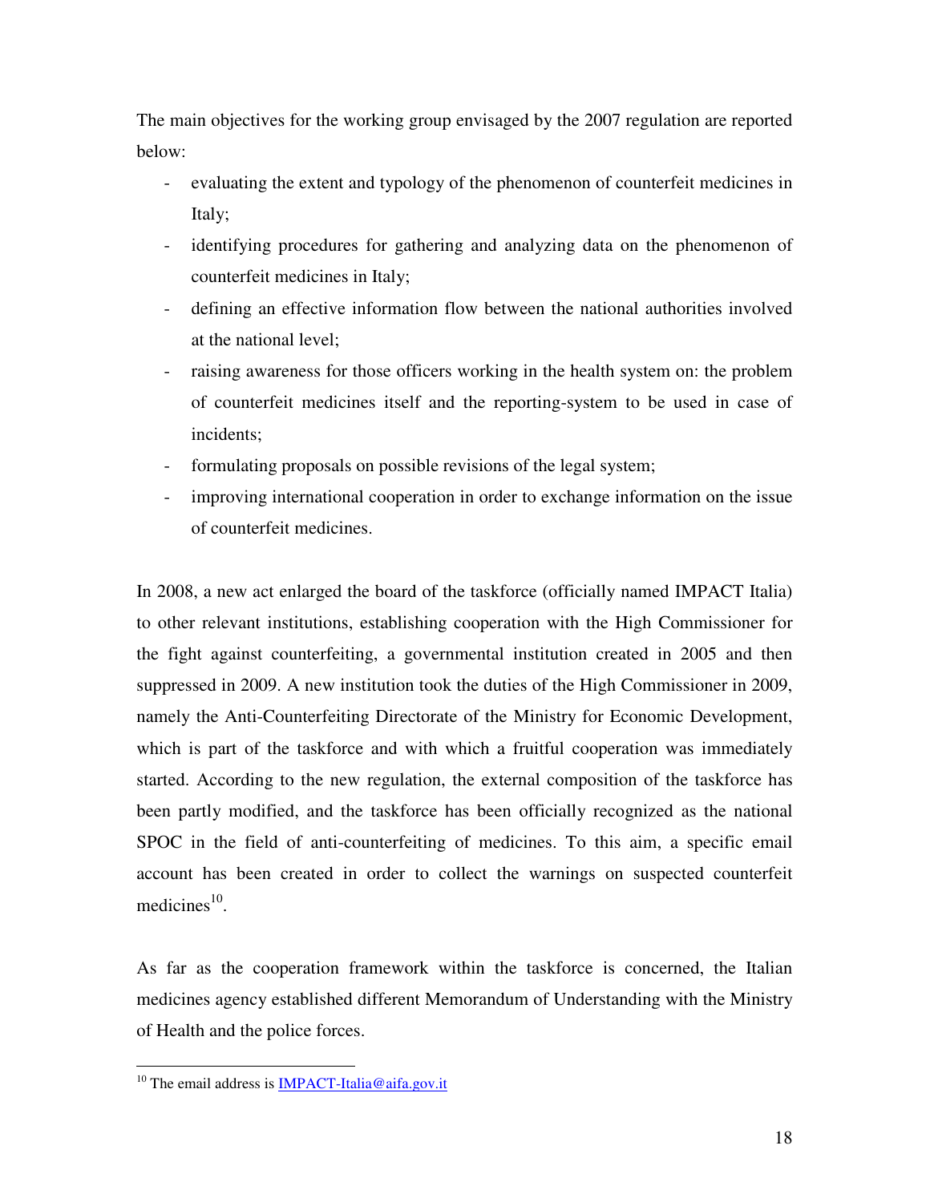The main objectives for the working group envisaged by the 2007 regulation are reported below:

- evaluating the extent and typology of the phenomenon of counterfeit medicines in Italy;
- identifying procedures for gathering and analyzing data on the phenomenon of counterfeit medicines in Italy;
- defining an effective information flow between the national authorities involved at the national level;
- raising awareness for those officers working in the health system on: the problem of counterfeit medicines itself and the reporting-system to be used in case of incidents;
- formulating proposals on possible revisions of the legal system;
- improving international cooperation in order to exchange information on the issue of counterfeit medicines.

In 2008, a new act enlarged the board of the taskforce (officially named IMPACT Italia) to other relevant institutions, establishing cooperation with the High Commissioner for the fight against counterfeiting, a governmental institution created in 2005 and then suppressed in 2009. A new institution took the duties of the High Commissioner in 2009, namely the Anti-Counterfeiting Directorate of the Ministry for Economic Development, which is part of the taskforce and with which a fruitful cooperation was immediately started. According to the new regulation, the external composition of the taskforce has been partly modified, and the taskforce has been officially recognized as the national SPOC in the field of anti-counterfeiting of medicines. To this aim, a specific email account has been created in order to collect the warnings on suspected counterfeit medicines[10].

As far as the cooperation framework within the taskforce is concerned, the Italian medicines agency established different Memorandum of Understanding with the Ministry of Health and the police forces.

[10] The email address is IMPACT-Italia@aifa.gov.it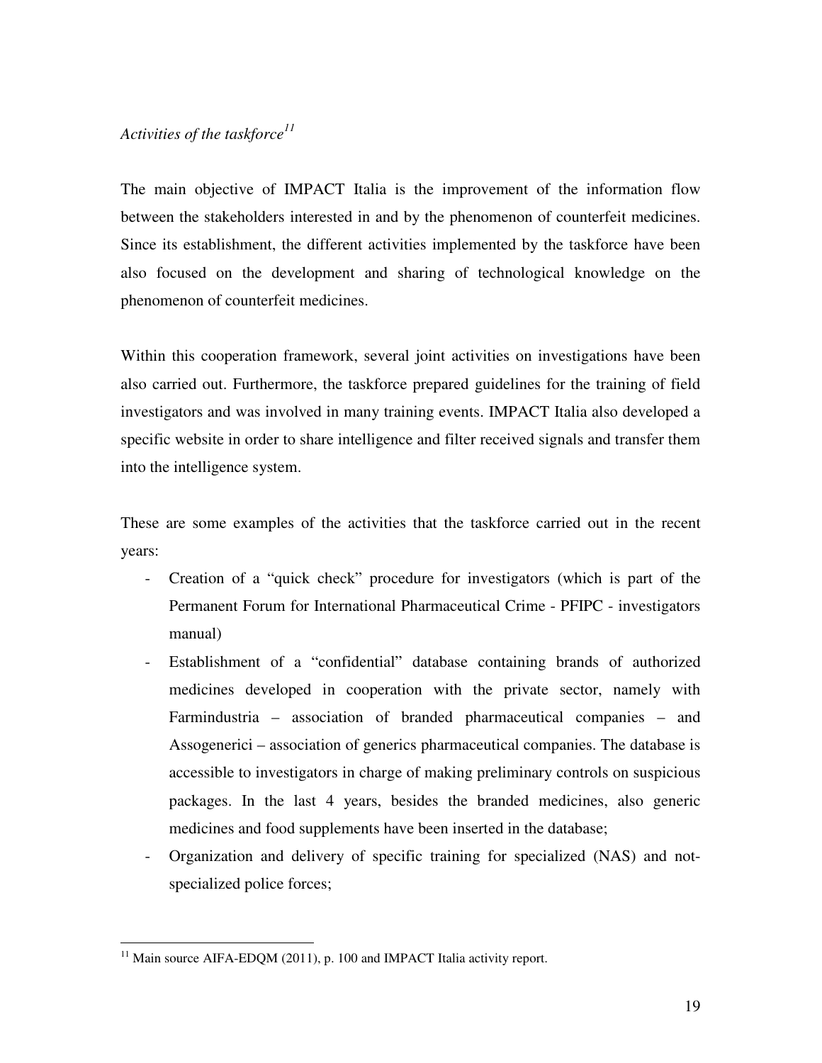*Activities of the taskforce*[11]

The main objective of IMPACT Italia is the improvement of the information flow between the stakeholders interested in and by the phenomenon of counterfeit medicines. Since its establishment, the different activities implemented by the taskforce have been also focused on the development and sharing of technological knowledge on the phenomenon of counterfeit medicines.

Within this cooperation framework, several joint activities on investigations have been also carried out. Furthermore, the taskforce prepared guidelines for the training of field investigators and was involved in many training events. IMPACT Italia also developed a specific website in order to share intelligence and filter received signals and transfer them into the intelligence system.

These are some examples of the activities that the taskforce carried out in the recent years:

- Creation of a "quick check" procedure for investigators (which is part of the Permanent Forum for International Pharmaceutical Crime - PFIPC - investigators manual)
- Establishment of a "confidential" database containing brands of authorized medicines developed in cooperation with the private sector, namely with Farmindustria – association of branded pharmaceutical companies – and Assogenerici – association of generics pharmaceutical companies. The database is accessible to investigators in charge of making preliminary controls on suspicious packages. In the last 4 years, besides the branded medicines, also generic medicines and food supplements have been inserted in the database;
- Organization and delivery of specific training for specialized (NAS) and not-specialized police forces;

[11] Main source AIFA-EDQM (2011), p. 100 and IMPACT Italia activity report.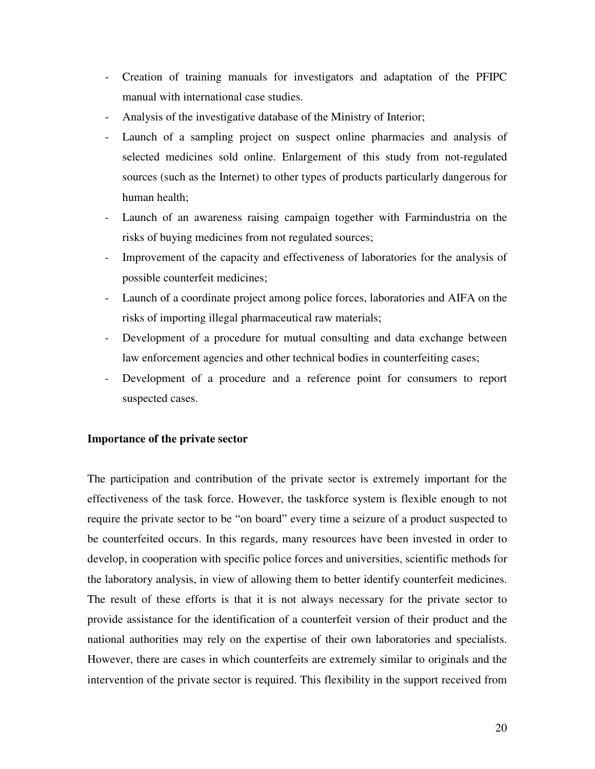- Creation of training manuals for investigators and adaptation of the PFIPC manual with international case studies.
- Analysis of the investigative database of the Ministry of Interior;
- Launch of a sampling project on suspect online pharmacies and analysis of selected medicines sold online. Enlargement of this study from not-regulated sources (such as the Internet) to other types of products particularly dangerous for human health;
- Launch of an awareness raising campaign together with Farmindustria on the risks of buying medicines from not regulated sources;
- Improvement of the capacity and effectiveness of laboratories for the analysis of possible counterfeit medicines;
- Launch of a coordinate project among police forces, laboratories and AIFA on the risks of importing illegal pharmaceutical raw materials;
- Development of a procedure for mutual consulting and data exchange between law enforcement agencies and other technical bodies in counterfeiting cases;
- Development of a procedure and a reference point for consumers to report suspected cases.

**Importance of the private sector**

The participation and contribution of the private sector is extremely important for the effectiveness of the task force. However, the taskforce system is flexible enough to not require the private sector to be "on board" every time a seizure of a product suspected to be counterfeited occurs. In this regards, many resources have been invested in order to develop, in cooperation with specific police forces and universities, scientific methods for the laboratory analysis, in view of allowing them to better identify counterfeit medicines. The result of these efforts is that it is not always necessary for the private sector to provide assistance for the identification of a counterfeit version of their product and the national authorities may rely on the expertise of their own laboratories and specialists. However, there are cases in which counterfeits are extremely similar to originals and the intervention of the private sector is required. This flexibility in the support received from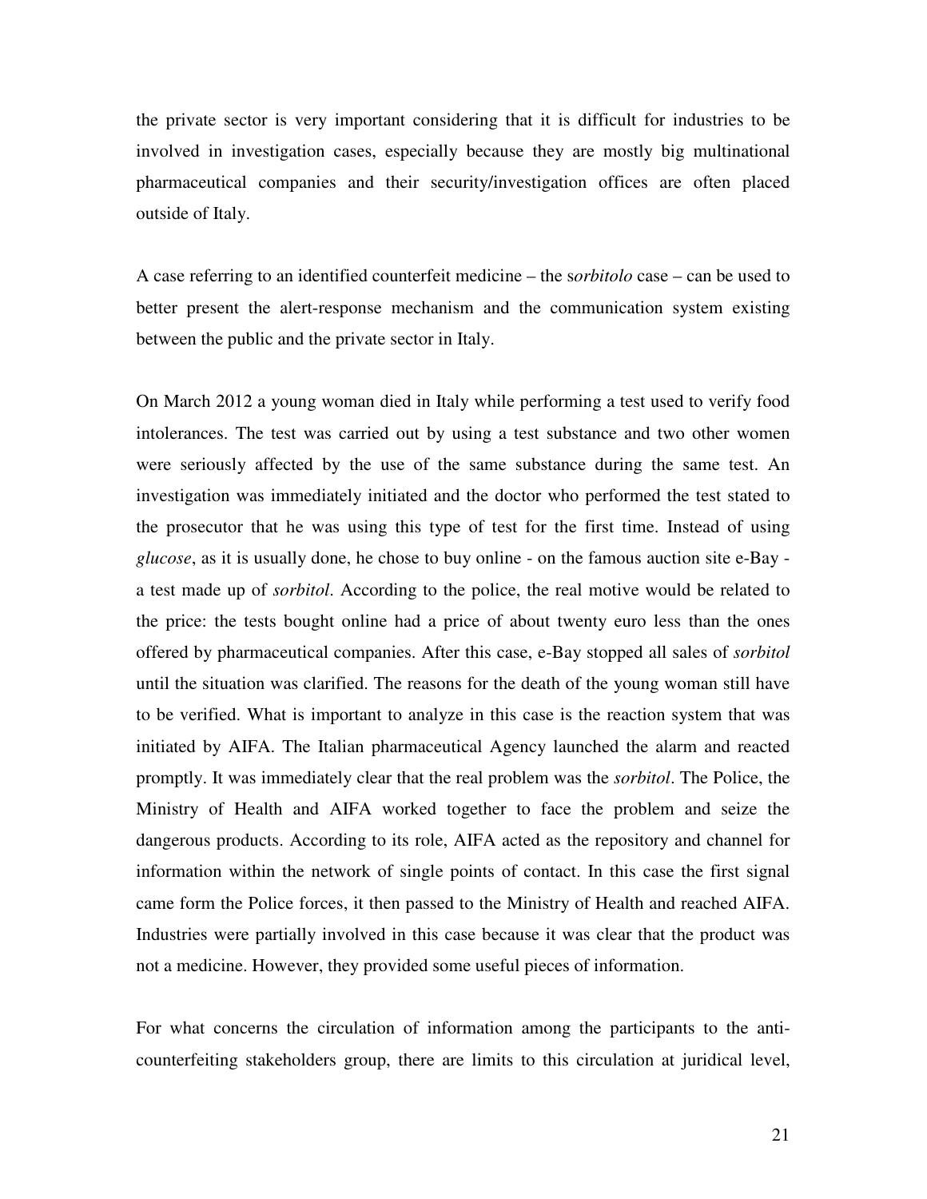the private sector is very important considering that it is difficult for industries to be involved in investigation cases, especially because they are mostly big multinational pharmaceutical companies and their security/investigation offices are often placed outside of Italy.

A case referring to an identified counterfeit medicine – the s*orbitolo* case – can be used to better present the alert-response mechanism and the communication system existing between the public and the private sector in Italy.

On March 2012 a young woman died in Italy while performing a test used to verify food intolerances. The test was carried out by using a test substance and two other women were seriously affected by the use of the same substance during the same test. An investigation was immediately initiated and the doctor who performed the test stated to the prosecutor that he was using this type of test for the first time. Instead of using *glucose*, as it is usually done, he chose to buy online - on the famous auction site e-Bay - a test made up of *sorbitol*. According to the police, the real motive would be related to the price: the tests bought online had a price of about twenty euro less than the ones offered by pharmaceutical companies. After this case, e-Bay stopped all sales of *sorbitol* until the situation was clarified. The reasons for the death of the young woman still have to be verified. What is important to analyze in this case is the reaction system that was initiated by AIFA. The Italian pharmaceutical Agency launched the alarm and reacted promptly. It was immediately clear that the real problem was the *sorbitol*. The Police, the Ministry of Health and AIFA worked together to face the problem and seize the dangerous products. According to its role, AIFA acted as the repository and channel for information within the network of single points of contact. In this case the first signal came form the Police forces, it then passed to the Ministry of Health and reached AIFA. Industries were partially involved in this case because it was clear that the product was not a medicine. However, they provided some useful pieces of information.

For what concerns the circulation of information among the participants to the anti-counterfeiting stakeholders group, there are limits to this circulation at juridical level,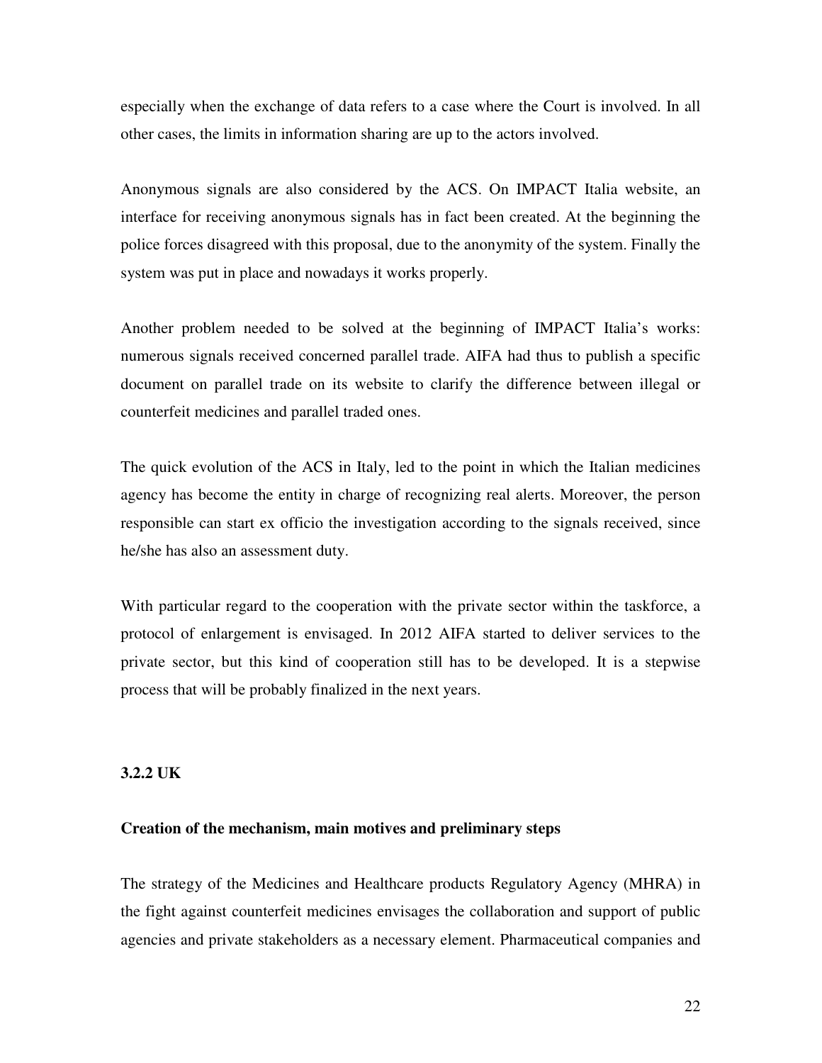especially when the exchange of data refers to a case where the Court is involved. In all other cases, the limits in information sharing are up to the actors involved.

Anonymous signals are also considered by the ACS. On IMPACT Italia website, an interface for receiving anonymous signals has in fact been created. At the beginning the police forces disagreed with this proposal, due to the anonymity of the system. Finally the system was put in place and nowadays it works properly.

Another problem needed to be solved at the beginning of IMPACT Italia's works: numerous signals received concerned parallel trade. AIFA had thus to publish a specific document on parallel trade on its website to clarify the difference between illegal or counterfeit medicines and parallel traded ones.

The quick evolution of the ACS in Italy, led to the point in which the Italian medicines agency has become the entity in charge of recognizing real alerts. Moreover, the person responsible can start ex officio the investigation according to the signals received, since he/she has also an assessment duty.

With particular regard to the cooperation with the private sector within the taskforce, a protocol of enlargement is envisaged. In 2012 AIFA started to deliver services to the private sector, but this kind of cooperation still has to be developed. It is a stepwise process that will be probably finalized in the next years.

### 3.2.2 UK

**Creation of the mechanism, main motives and preliminary steps**

The strategy of the Medicines and Healthcare products Regulatory Agency (MHRA) in the fight against counterfeit medicines envisages the collaboration and support of public agencies and private stakeholders as a necessary element. Pharmaceutical companies and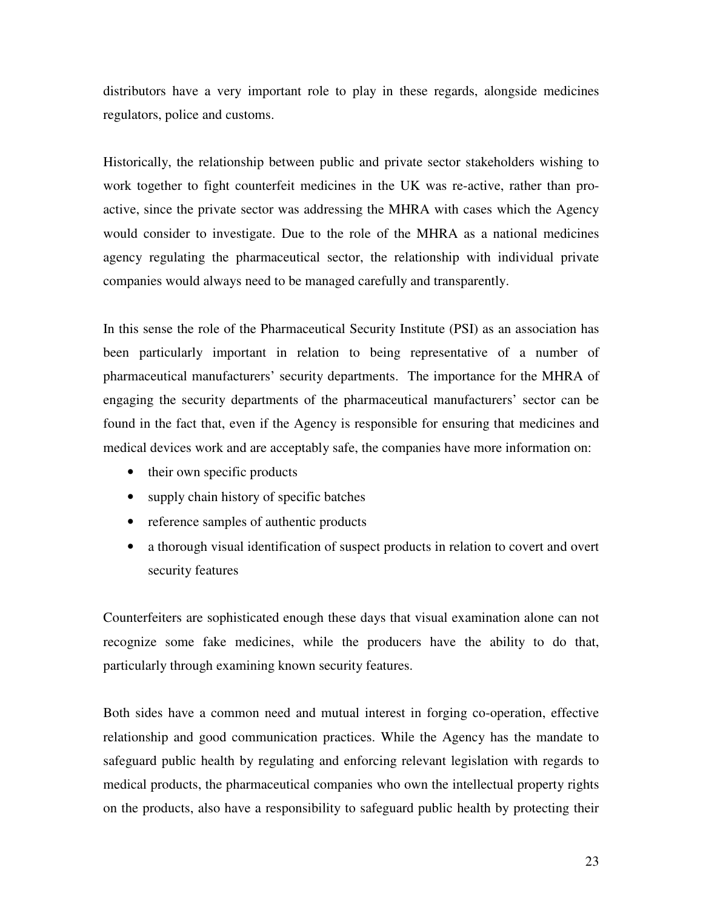distributors have a very important role to play in these regards, alongside medicines regulators, police and customs.

Historically, the relationship between public and private sector stakeholders wishing to work together to fight counterfeit medicines in the UK was re-active, rather than pro-active, since the private sector was addressing the MHRA with cases which the Agency would consider to investigate. Due to the role of the MHRA as a national medicines agency regulating the pharmaceutical sector, the relationship with individual private companies would always need to be managed carefully and transparently.

In this sense the role of the Pharmaceutical Security Institute (PSI) as an association has been particularly important in relation to being representative of a number of pharmaceutical manufacturers' security departments. The importance for the MHRA of engaging the security departments of the pharmaceutical manufacturers' sector can be found in the fact that, even if the Agency is responsible for ensuring that medicines and medical devices work and are acceptably safe, the companies have more information on:

- their own specific products
- supply chain history of specific batches
- reference samples of authentic products
- a thorough visual identification of suspect products in relation to covert and overt security features

Counterfeiters are sophisticated enough these days that visual examination alone can not recognize some fake medicines, while the producers have the ability to do that, particularly through examining known security features.

Both sides have a common need and mutual interest in forging co-operation, effective relationship and good communication practices. While the Agency has the mandate to safeguard public health by regulating and enforcing relevant legislation with regards to medical products, the pharmaceutical companies who own the intellectual property rights on the products, also have a responsibility to safeguard public health by protecting their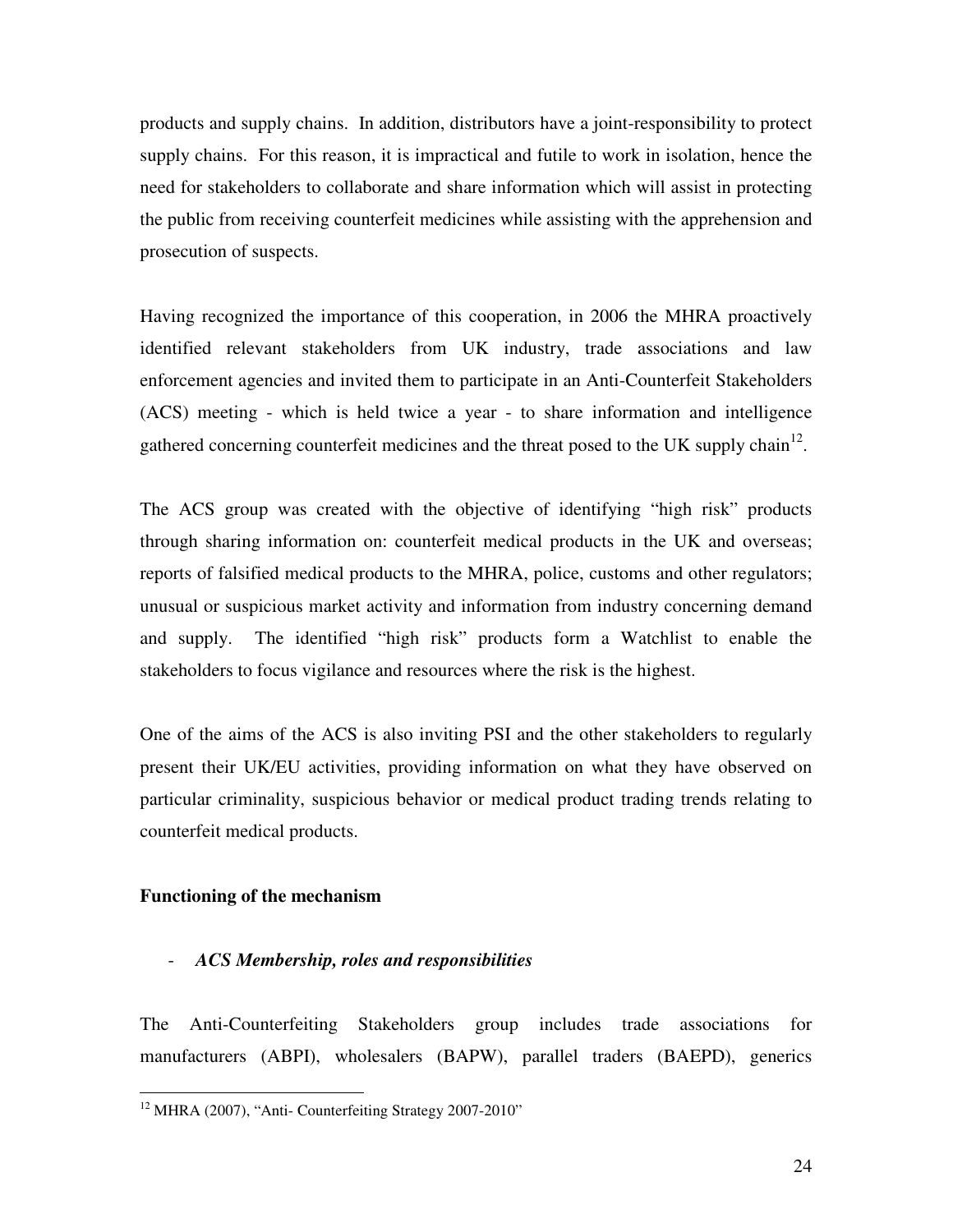products and supply chains. In addition, distributors have a joint-responsibility to protect supply chains. For this reason, it is impractical and futile to work in isolation, hence the need for stakeholders to collaborate and share information which will assist in protecting the public from receiving counterfeit medicines while assisting with the apprehension and prosecution of suspects.

Having recognized the importance of this cooperation, in 2006 the MHRA proactively identified relevant stakeholders from UK industry, trade associations and law enforcement agencies and invited them to participate in an Anti-Counterfeit Stakeholders (ACS) meeting - which is held twice a year - to share information and intelligence gathered concerning counterfeit medicines and the threat posed to the UK supply chain[12].

The ACS group was created with the objective of identifying "high risk" products through sharing information on: counterfeit medical products in the UK and overseas; reports of falsified medical products to the MHRA, police, customs and other regulators; unusual or suspicious market activity and information from industry concerning demand and supply. The identified "high risk" products form a Watchlist to enable the stakeholders to focus vigilance and resources where the risk is the highest.

One of the aims of the ACS is also inviting PSI and the other stakeholders to regularly present their UK/EU activities, providing information on what they have observed on particular criminality, suspicious behavior or medical product trading trends relating to counterfeit medical products.

**Functioning of the mechanism**

- ***ACS Membership, roles and responsibilities***

The Anti-Counterfeiting Stakeholders group includes trade associations for manufacturers (ABPI), wholesalers (BAPW), parallel traders (BAEPD), generics

[12] MHRA (2007), "Anti- Counterfeiting Strategy 2007-2010"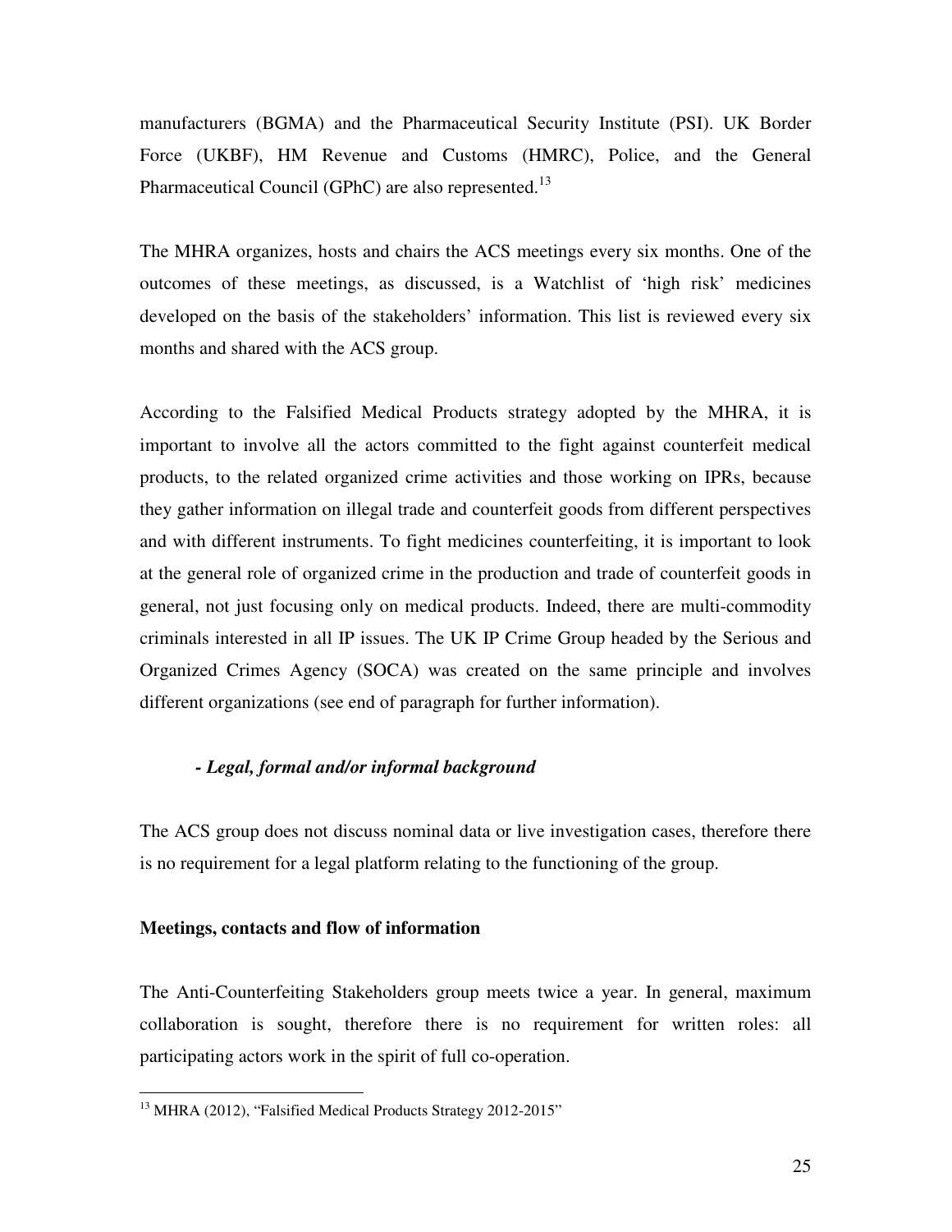manufacturers (BGMA) and the Pharmaceutical Security Institute (PSI). UK Border Force (UKBF), HM Revenue and Customs (HMRC), Police, and the General Pharmaceutical Council (GPhC) are also represented.[13]

The MHRA organizes, hosts and chairs the ACS meetings every six months. One of the outcomes of these meetings, as discussed, is a Watchlist of 'high risk' medicines developed on the basis of the stakeholders' information. This list is reviewed every six months and shared with the ACS group.

According to the Falsified Medical Products strategy adopted by the MHRA, it is important to involve all the actors committed to the fight against counterfeit medical products, to the related organized crime activities and those working on IPRs, because they gather information on illegal trade and counterfeit goods from different perspectives and with different instruments. To fight medicines counterfeiting, it is important to look at the general role of organized crime in the production and trade of counterfeit goods in general, not just focusing only on medical products. Indeed, there are multi-commodity criminals interested in all IP issues. The UK IP Crime Group headed by the Serious and Organized Crimes Agency (SOCA) was created on the same principle and involves different organizations (see end of paragraph for further information).

***- Legal, formal and/or informal background***

The ACS group does not discuss nominal data or live investigation cases, therefore there is no requirement for a legal platform relating to the functioning of the group.

**Meetings, contacts and flow of information**

The Anti-Counterfeiting Stakeholders group meets twice a year. In general, maximum collaboration is sought, therefore there is no requirement for written roles: all participating actors work in the spirit of full co-operation.

[13] MHRA (2012), "Falsified Medical Products Strategy 2012-2015"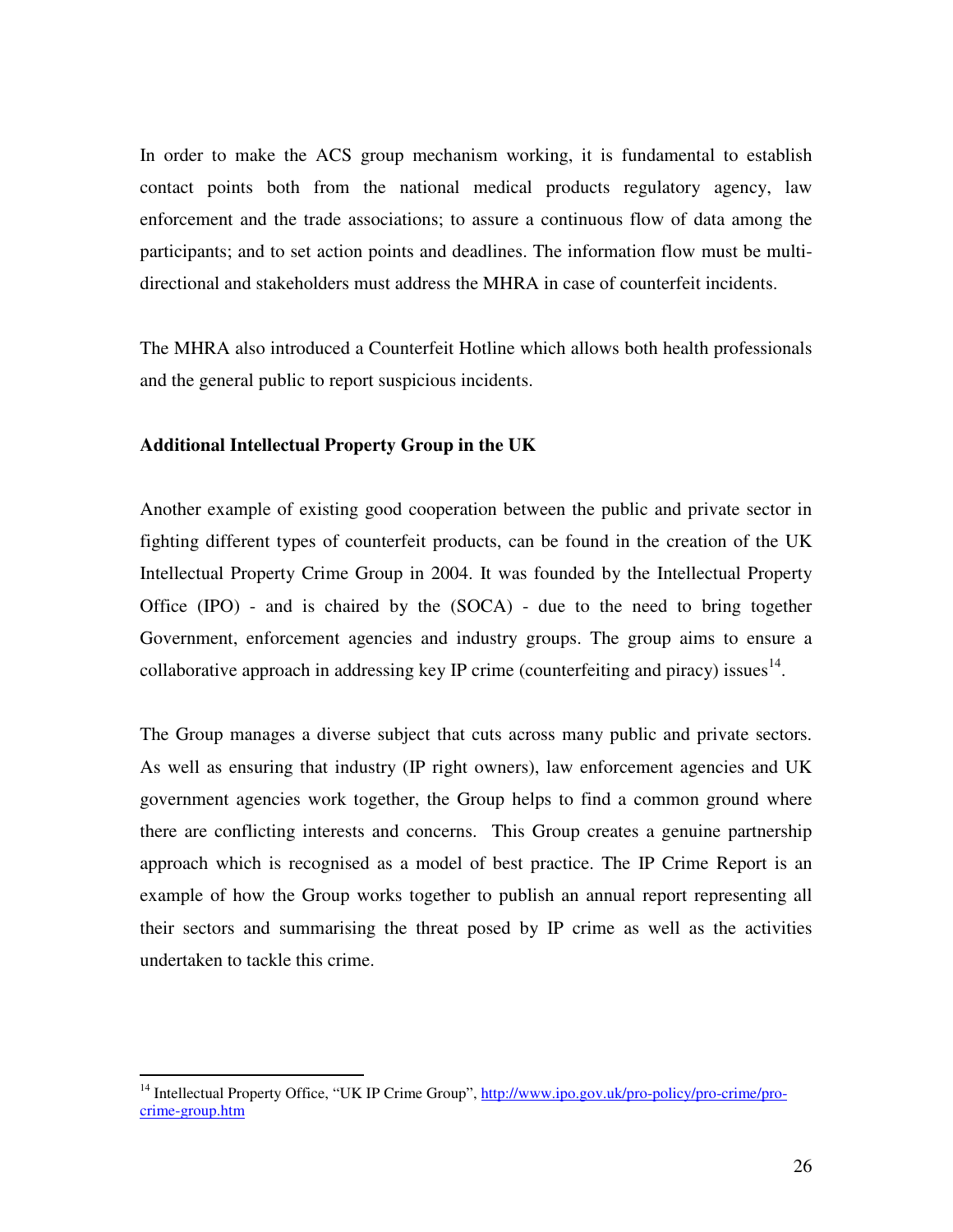In order to make the ACS group mechanism working, it is fundamental to establish contact points both from the national medical products regulatory agency, law enforcement and the trade associations; to assure a continuous flow of data among the participants; and to set action points and deadlines. The information flow must be multi-directional and stakeholders must address the MHRA in case of counterfeit incidents.

The MHRA also introduced a Counterfeit Hotline which allows both health professionals and the general public to report suspicious incidents.

**Additional Intellectual Property Group in the UK**

Another example of existing good cooperation between the public and private sector in fighting different types of counterfeit products, can be found in the creation of the UK Intellectual Property Crime Group in 2004. It was founded by the Intellectual Property Office (IPO) - and is chaired by the (SOCA) - due to the need to bring together Government, enforcement agencies and industry groups. The group aims to ensure a collaborative approach in addressing key IP crime (counterfeiting and piracy) issues[14].

The Group manages a diverse subject that cuts across many public and private sectors. As well as ensuring that industry (IP right owners), law enforcement agencies and UK government agencies work together, the Group helps to find a common ground where there are conflicting interests and concerns. This Group creates a genuine partnership approach which is recognised as a model of best practice. The IP Crime Report is an example of how the Group works together to publish an annual report representing all their sectors and summarising the threat posed by IP crime as well as the activities undertaken to tackle this crime.

---

[14] Intellectual Property Office, "UK IP Crime Group", http://www.ipo.gov.uk/pro-policy/pro-crime/pro-crime-group.htm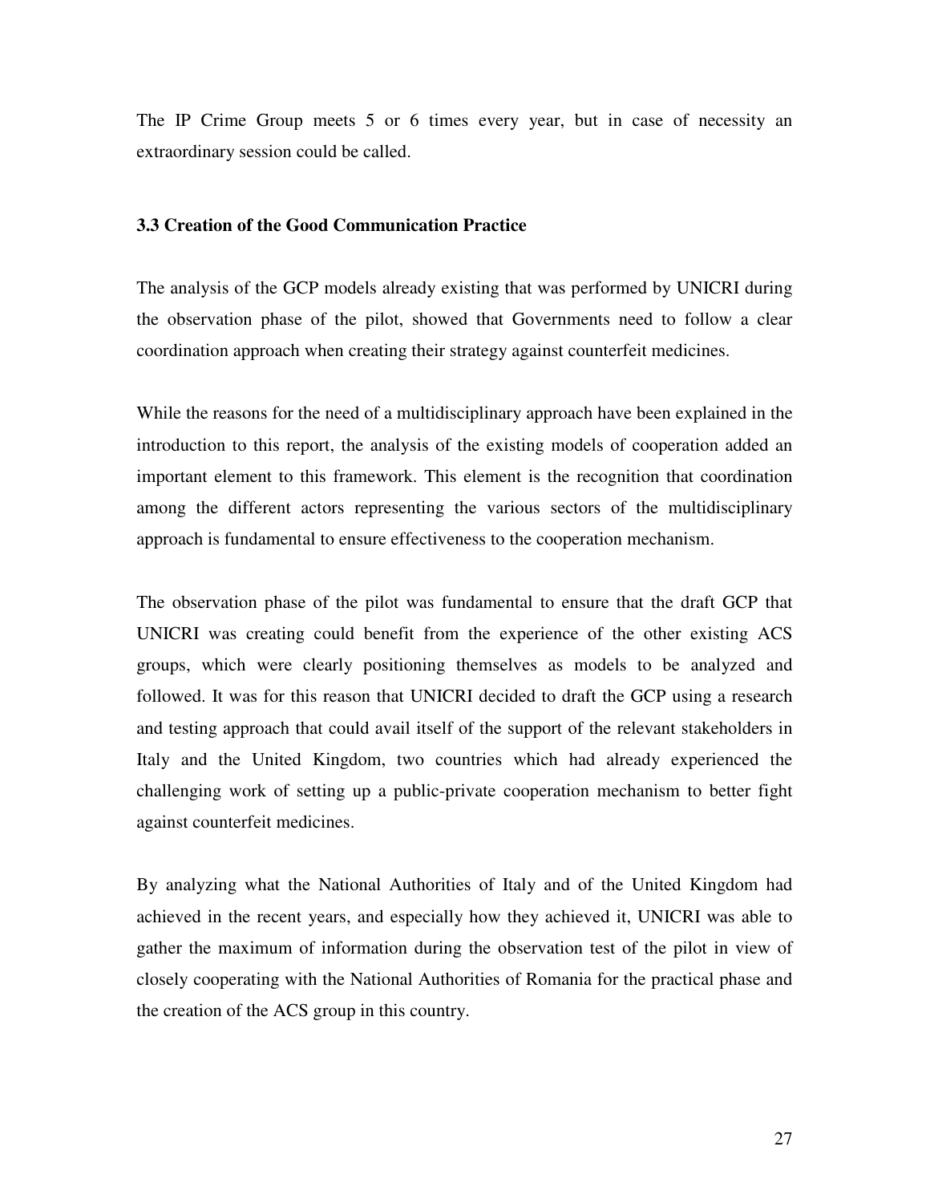The IP Crime Group meets 5 or 6 times every year, but in case of necessity an extraordinary session could be called.

### 3.3 Creation of the Good Communication Practice

The analysis of the GCP models already existing that was performed by UNICRI during the observation phase of the pilot, showed that Governments need to follow a clear coordination approach when creating their strategy against counterfeit medicines.

While the reasons for the need of a multidisciplinary approach have been explained in the introduction to this report, the analysis of the existing models of cooperation added an important element to this framework. This element is the recognition that coordination among the different actors representing the various sectors of the multidisciplinary approach is fundamental to ensure effectiveness to the cooperation mechanism.

The observation phase of the pilot was fundamental to ensure that the draft GCP that UNICRI was creating could benefit from the experience of the other existing ACS groups, which were clearly positioning themselves as models to be analyzed and followed. It was for this reason that UNICRI decided to draft the GCP using a research and testing approach that could avail itself of the support of the relevant stakeholders in Italy and the United Kingdom, two countries which had already experienced the challenging work of setting up a public-private cooperation mechanism to better fight against counterfeit medicines.

By analyzing what the National Authorities of Italy and of the United Kingdom had achieved in the recent years, and especially how they achieved it, UNICRI was able to gather the maximum of information during the observation test of the pilot in view of closely cooperating with the National Authorities of Romania for the practical phase and the creation of the ACS group in this country.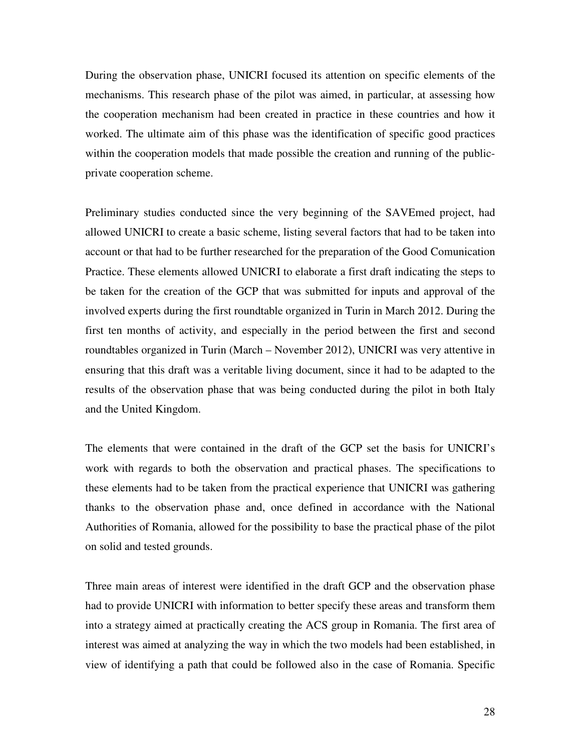During the observation phase, UNICRI focused its attention on specific elements of the mechanisms. This research phase of the pilot was aimed, in particular, at assessing how the cooperation mechanism had been created in practice in these countries and how it worked. The ultimate aim of this phase was the identification of specific good practices within the cooperation models that made possible the creation and running of the public-private cooperation scheme.

Preliminary studies conducted since the very beginning of the SAVEmed project, had allowed UNICRI to create a basic scheme, listing several factors that had to be taken into account or that had to be further researched for the preparation of the Good Comunication Practice. These elements allowed UNICRI to elaborate a first draft indicating the steps to be taken for the creation of the GCP that was submitted for inputs and approval of the involved experts during the first roundtable organized in Turin in March 2012. During the first ten months of activity, and especially in the period between the first and second roundtables organized in Turin (March – November 2012), UNICRI was very attentive in ensuring that this draft was a veritable living document, since it had to be adapted to the results of the observation phase that was being conducted during the pilot in both Italy and the United Kingdom.

The elements that were contained in the draft of the GCP set the basis for UNICRI's work with regards to both the observation and practical phases. The specifications to these elements had to be taken from the practical experience that UNICRI was gathering thanks to the observation phase and, once defined in accordance with the National Authorities of Romania, allowed for the possibility to base the practical phase of the pilot on solid and tested grounds.

Three main areas of interest were identified in the draft GCP and the observation phase had to provide UNICRI with information to better specify these areas and transform them into a strategy aimed at practically creating the ACS group in Romania. The first area of interest was aimed at analyzing the way in which the two models had been established, in view of identifying a path that could be followed also in the case of Romania. Specific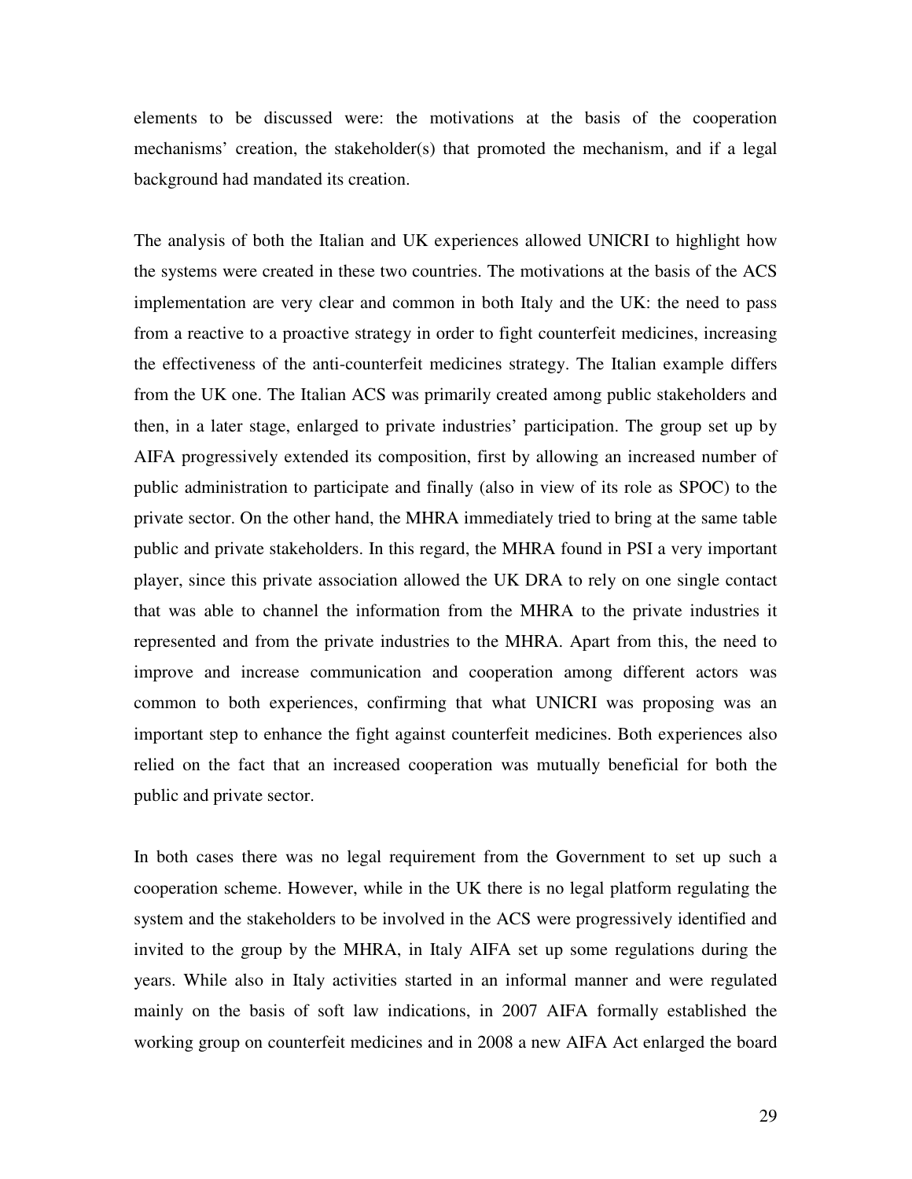elements to be discussed were: the motivations at the basis of the cooperation mechanisms' creation, the stakeholder(s) that promoted the mechanism, and if a legal background had mandated its creation.

The analysis of both the Italian and UK experiences allowed UNICRI to highlight how the systems were created in these two countries. The motivations at the basis of the ACS implementation are very clear and common in both Italy and the UK: the need to pass from a reactive to a proactive strategy in order to fight counterfeit medicines, increasing the effectiveness of the anti-counterfeit medicines strategy. The Italian example differs from the UK one. The Italian ACS was primarily created among public stakeholders and then, in a later stage, enlarged to private industries' participation. The group set up by AIFA progressively extended its composition, first by allowing an increased number of public administration to participate and finally (also in view of its role as SPOC) to the private sector. On the other hand, the MHRA immediately tried to bring at the same table public and private stakeholders. In this regard, the MHRA found in PSI a very important player, since this private association allowed the UK DRA to rely on one single contact that was able to channel the information from the MHRA to the private industries it represented and from the private industries to the MHRA. Apart from this, the need to improve and increase communication and cooperation among different actors was common to both experiences, confirming that what UNICRI was proposing was an important step to enhance the fight against counterfeit medicines. Both experiences also relied on the fact that an increased cooperation was mutually beneficial for both the public and private sector.

In both cases there was no legal requirement from the Government to set up such a cooperation scheme. However, while in the UK there is no legal platform regulating the system and the stakeholders to be involved in the ACS were progressively identified and invited to the group by the MHRA, in Italy AIFA set up some regulations during the years. While also in Italy activities started in an informal manner and were regulated mainly on the basis of soft law indications, in 2007 AIFA formally established the working group on counterfeit medicines and in 2008 a new AIFA Act enlarged the board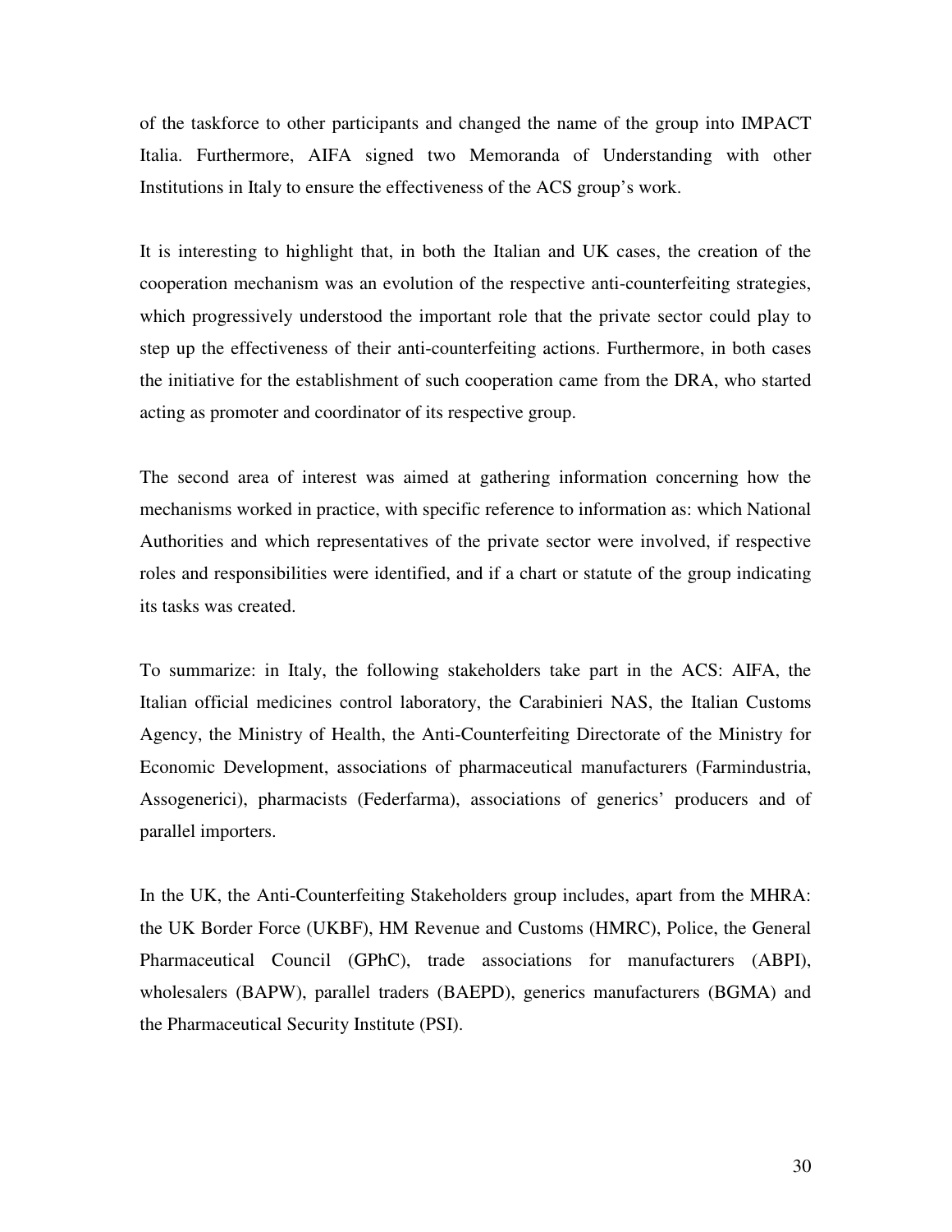of the taskforce to other participants and changed the name of the group into IMPACT Italia. Furthermore, AIFA signed two Memoranda of Understanding with other Institutions in Italy to ensure the effectiveness of the ACS group's work.

It is interesting to highlight that, in both the Italian and UK cases, the creation of the cooperation mechanism was an evolution of the respective anti-counterfeiting strategies, which progressively understood the important role that the private sector could play to step up the effectiveness of their anti-counterfeiting actions. Furthermore, in both cases the initiative for the establishment of such cooperation came from the DRA, who started acting as promoter and coordinator of its respective group.

The second area of interest was aimed at gathering information concerning how the mechanisms worked in practice, with specific reference to information as: which National Authorities and which representatives of the private sector were involved, if respective roles and responsibilities were identified, and if a chart or statute of the group indicating its tasks was created.

To summarize: in Italy, the following stakeholders take part in the ACS: AIFA, the Italian official medicines control laboratory, the Carabinieri NAS, the Italian Customs Agency, the Ministry of Health, the Anti-Counterfeiting Directorate of the Ministry for Economic Development, associations of pharmaceutical manufacturers (Farmindustria, Assogenerici), pharmacists (Federfarma), associations of generics' producers and of parallel importers.

In the UK, the Anti-Counterfeiting Stakeholders group includes, apart from the MHRA: the UK Border Force (UKBF), HM Revenue and Customs (HMRC), Police, the General Pharmaceutical Council (GPhC), trade associations for manufacturers (ABPI), wholesalers (BAPW), parallel traders (BAEPD), generics manufacturers (BGMA) and the Pharmaceutical Security Institute (PSI).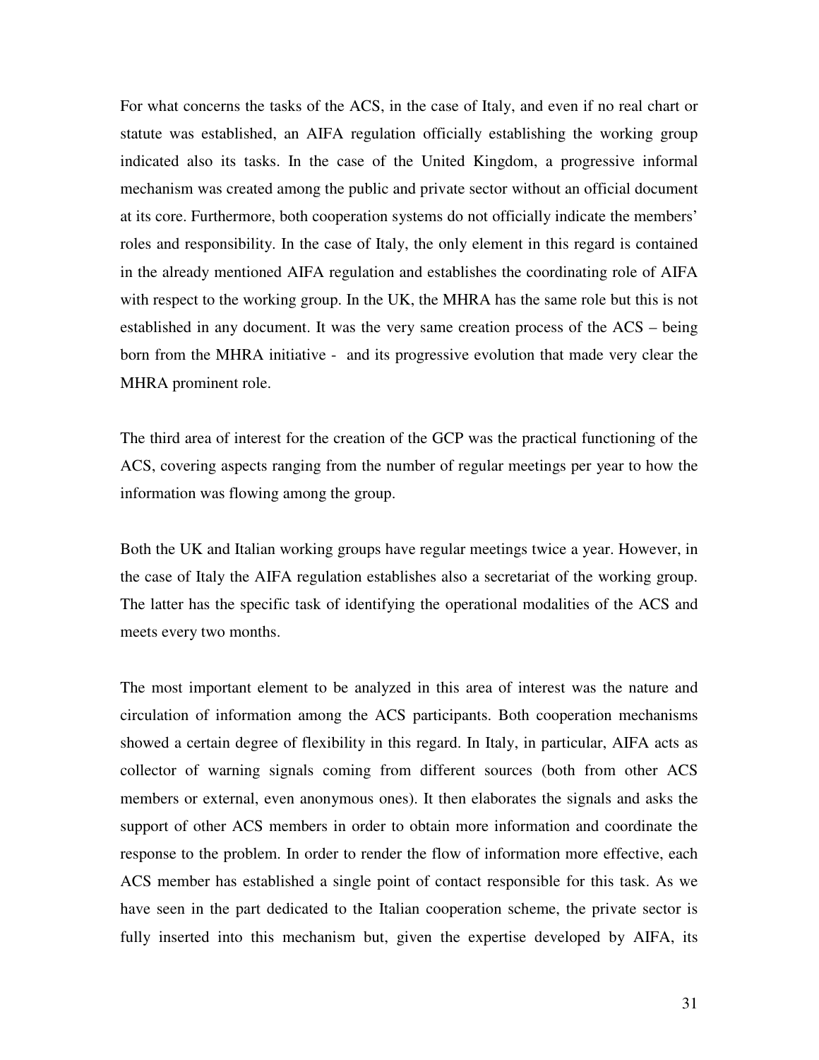For what concerns the tasks of the ACS, in the case of Italy, and even if no real chart or statute was established, an AIFA regulation officially establishing the working group indicated also its tasks. In the case of the United Kingdom, a progressive informal mechanism was created among the public and private sector without an official document at its core. Furthermore, both cooperation systems do not officially indicate the members' roles and responsibility. In the case of Italy, the only element in this regard is contained in the already mentioned AIFA regulation and establishes the coordinating role of AIFA with respect to the working group. In the UK, the MHRA has the same role but this is not established in any document. It was the very same creation process of the ACS – being born from the MHRA initiative - and its progressive evolution that made very clear the MHRA prominent role.

The third area of interest for the creation of the GCP was the practical functioning of the ACS, covering aspects ranging from the number of regular meetings per year to how the information was flowing among the group.

Both the UK and Italian working groups have regular meetings twice a year. However, in the case of Italy the AIFA regulation establishes also a secretariat of the working group. The latter has the specific task of identifying the operational modalities of the ACS and meets every two months.

The most important element to be analyzed in this area of interest was the nature and circulation of information among the ACS participants. Both cooperation mechanisms showed a certain degree of flexibility in this regard. In Italy, in particular, AIFA acts as collector of warning signals coming from different sources (both from other ACS members or external, even anonymous ones). It then elaborates the signals and asks the support of other ACS members in order to obtain more information and coordinate the response to the problem. In order to render the flow of information more effective, each ACS member has established a single point of contact responsible for this task. As we have seen in the part dedicated to the Italian cooperation scheme, the private sector is fully inserted into this mechanism but, given the expertise developed by AIFA, its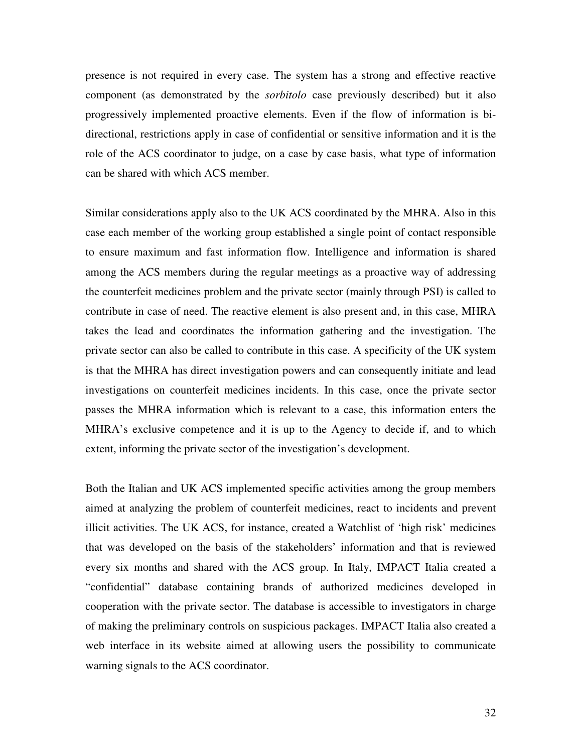presence is not required in every case. The system has a strong and effective reactive component (as demonstrated by the *sorbitolo* case previously described) but it also progressively implemented proactive elements. Even if the flow of information is bi-directional, restrictions apply in case of confidential or sensitive information and it is the role of the ACS coordinator to judge, on a case by case basis, what type of information can be shared with which ACS member.

Similar considerations apply also to the UK ACS coordinated by the MHRA. Also in this case each member of the working group established a single point of contact responsible to ensure maximum and fast information flow. Intelligence and information is shared among the ACS members during the regular meetings as a proactive way of addressing the counterfeit medicines problem and the private sector (mainly through PSI) is called to contribute in case of need. The reactive element is also present and, in this case, MHRA takes the lead and coordinates the information gathering and the investigation. The private sector can also be called to contribute in this case. A specificity of the UK system is that the MHRA has direct investigation powers and can consequently initiate and lead investigations on counterfeit medicines incidents. In this case, once the private sector passes the MHRA information which is relevant to a case, this information enters the MHRA's exclusive competence and it is up to the Agency to decide if, and to which extent, informing the private sector of the investigation's development.

Both the Italian and UK ACS implemented specific activities among the group members aimed at analyzing the problem of counterfeit medicines, react to incidents and prevent illicit activities. The UK ACS, for instance, created a Watchlist of 'high risk' medicines that was developed on the basis of the stakeholders' information and that is reviewed every six months and shared with the ACS group. In Italy, IMPACT Italia created a "confidential" database containing brands of authorized medicines developed in cooperation with the private sector. The database is accessible to investigators in charge of making the preliminary controls on suspicious packages. IMPACT Italia also created a web interface in its website aimed at allowing users the possibility to communicate warning signals to the ACS coordinator.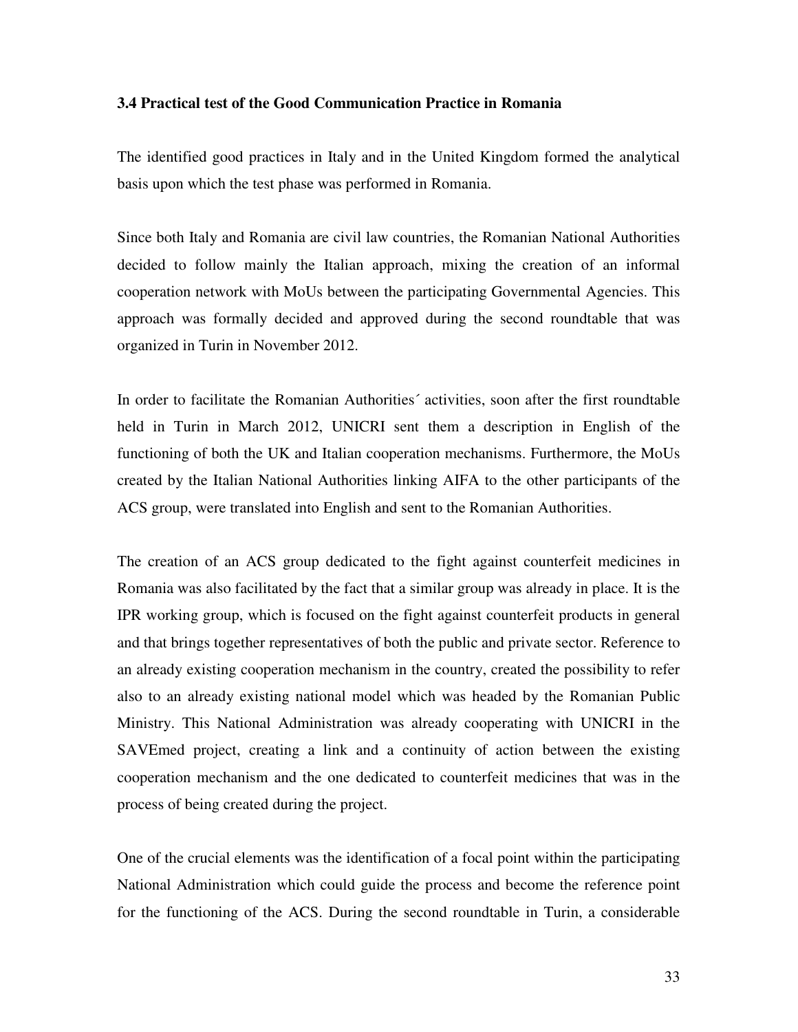### 3.4 Practical test of the Good Communication Practice in Romania

The identified good practices in Italy and in the United Kingdom formed the analytical basis upon which the test phase was performed in Romania.

Since both Italy and Romania are civil law countries, the Romanian National Authorities decided to follow mainly the Italian approach, mixing the creation of an informal cooperation network with MoUs between the participating Governmental Agencies. This approach was formally decided and approved during the second roundtable that was organized in Turin in November 2012.

In order to facilitate the Romanian Authorities´ activities, soon after the first roundtable held in Turin in March 2012, UNICRI sent them a description in English of the functioning of both the UK and Italian cooperation mechanisms. Furthermore, the MoUs created by the Italian National Authorities linking AIFA to the other participants of the ACS group, were translated into English and sent to the Romanian Authorities.

The creation of an ACS group dedicated to the fight against counterfeit medicines in Romania was also facilitated by the fact that a similar group was already in place. It is the IPR working group, which is focused on the fight against counterfeit products in general and that brings together representatives of both the public and private sector. Reference to an already existing cooperation mechanism in the country, created the possibility to refer also to an already existing national model which was headed by the Romanian Public Ministry. This National Administration was already cooperating with UNICRI in the SAVEmed project, creating a link and a continuity of action between the existing cooperation mechanism and the one dedicated to counterfeit medicines that was in the process of being created during the project.

One of the crucial elements was the identification of a focal point within the participating National Administration which could guide the process and become the reference point for the functioning of the ACS. During the second roundtable in Turin, a considerable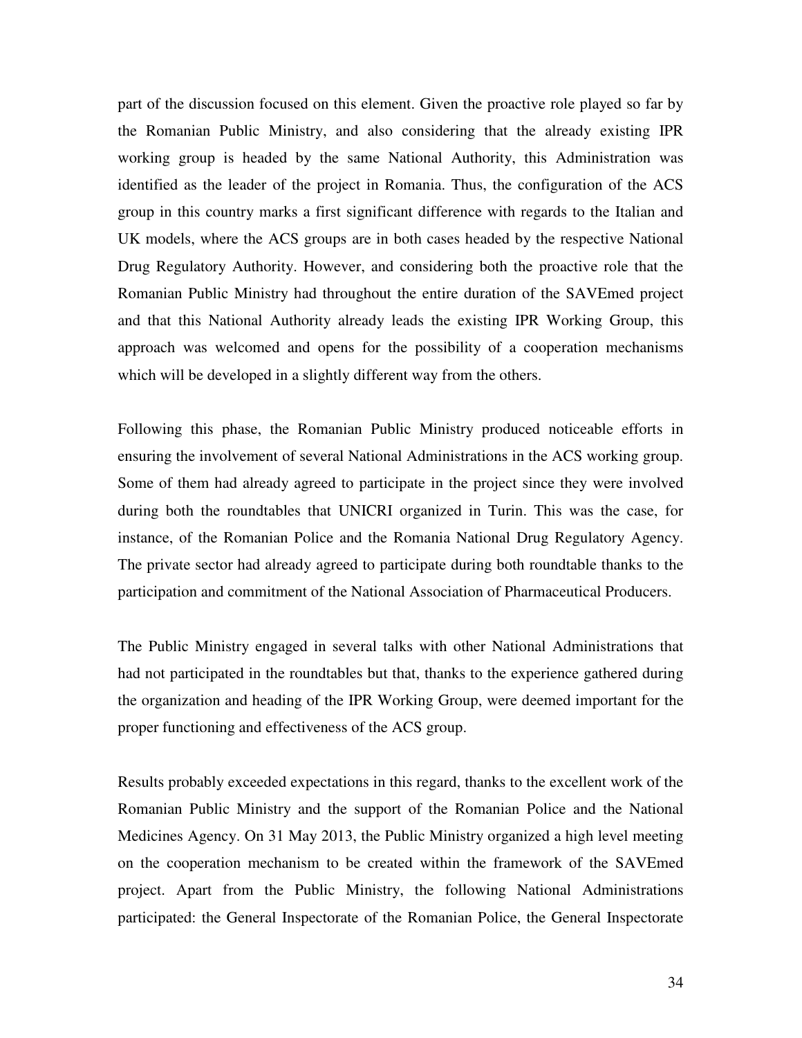part of the discussion focused on this element. Given the proactive role played so far by the Romanian Public Ministry, and also considering that the already existing IPR working group is headed by the same National Authority, this Administration was identified as the leader of the project in Romania. Thus, the configuration of the ACS group in this country marks a first significant difference with regards to the Italian and UK models, where the ACS groups are in both cases headed by the respective National Drug Regulatory Authority. However, and considering both the proactive role that the Romanian Public Ministry had throughout the entire duration of the SAVEmed project and that this National Authority already leads the existing IPR Working Group, this approach was welcomed and opens for the possibility of a cooperation mechanisms which will be developed in a slightly different way from the others.

Following this phase, the Romanian Public Ministry produced noticeable efforts in ensuring the involvement of several National Administrations in the ACS working group. Some of them had already agreed to participate in the project since they were involved during both the roundtables that UNICRI organized in Turin. This was the case, for instance, of the Romanian Police and the Romania National Drug Regulatory Agency. The private sector had already agreed to participate during both roundtable thanks to the participation and commitment of the National Association of Pharmaceutical Producers.

The Public Ministry engaged in several talks with other National Administrations that had not participated in the roundtables but that, thanks to the experience gathered during the organization and heading of the IPR Working Group, were deemed important for the proper functioning and effectiveness of the ACS group.

Results probably exceeded expectations in this regard, thanks to the excellent work of the Romanian Public Ministry and the support of the Romanian Police and the National Medicines Agency. On 31 May 2013, the Public Ministry organized a high level meeting on the cooperation mechanism to be created within the framework of the SAVEmed project. Apart from the Public Ministry, the following National Administrations participated: the General Inspectorate of the Romanian Police, the General Inspectorate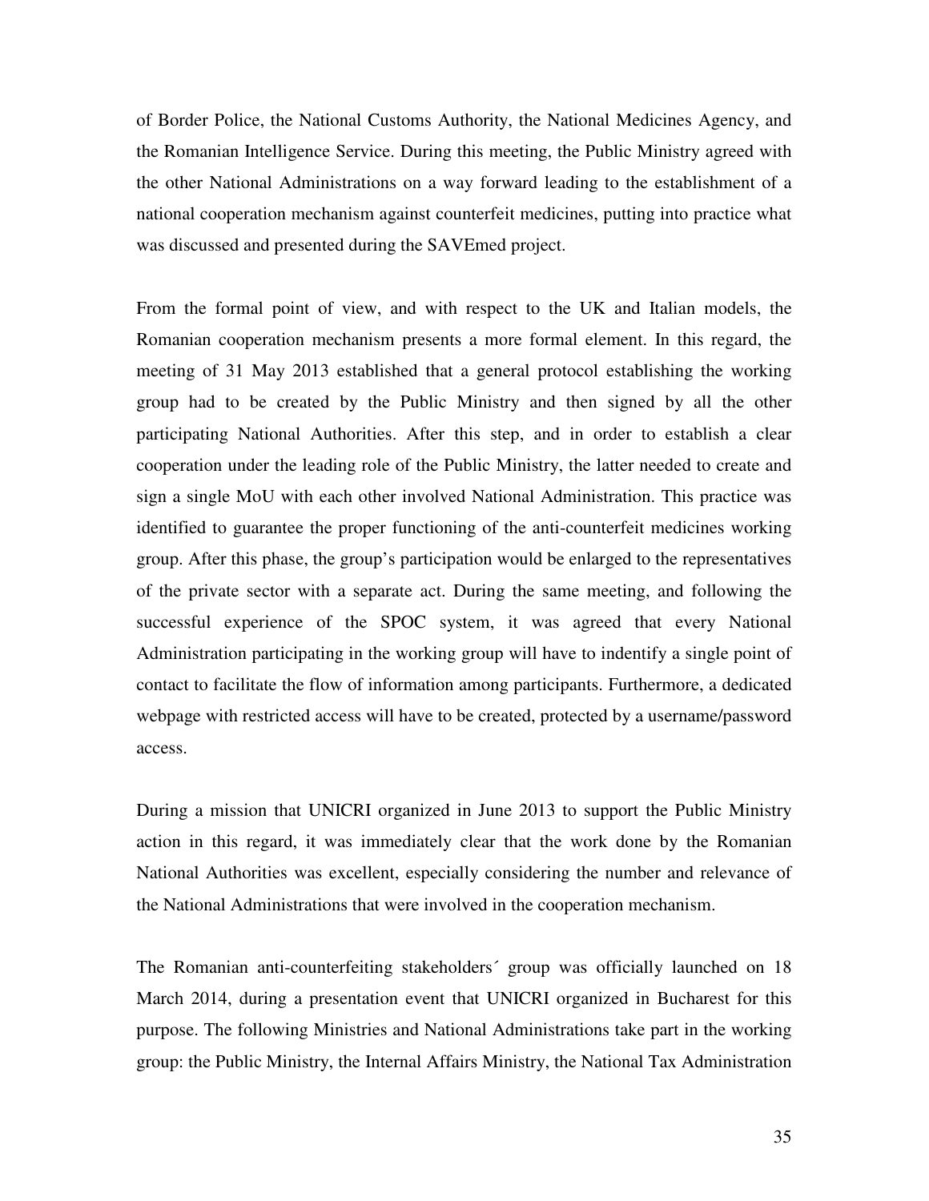of Border Police, the National Customs Authority, the National Medicines Agency, and the Romanian Intelligence Service. During this meeting, the Public Ministry agreed with the other National Administrations on a way forward leading to the establishment of a national cooperation mechanism against counterfeit medicines, putting into practice what was discussed and presented during the SAVEmed project.

From the formal point of view, and with respect to the UK and Italian models, the Romanian cooperation mechanism presents a more formal element. In this regard, the meeting of 31 May 2013 established that a general protocol establishing the working group had to be created by the Public Ministry and then signed by all the other participating National Authorities. After this step, and in order to establish a clear cooperation under the leading role of the Public Ministry, the latter needed to create and sign a single MoU with each other involved National Administration. This practice was identified to guarantee the proper functioning of the anti-counterfeit medicines working group. After this phase, the group's participation would be enlarged to the representatives of the private sector with a separate act. During the same meeting, and following the successful experience of the SPOC system, it was agreed that every National Administration participating in the working group will have to indentify a single point of contact to facilitate the flow of information among participants. Furthermore, a dedicated webpage with restricted access will have to be created, protected by a username/password access.

During a mission that UNICRI organized in June 2013 to support the Public Ministry action in this regard, it was immediately clear that the work done by the Romanian National Authorities was excellent, especially considering the number and relevance of the National Administrations that were involved in the cooperation mechanism.

The Romanian anti-counterfeiting stakeholders´ group was officially launched on 18 March 2014, during a presentation event that UNICRI organized in Bucharest for this purpose. The following Ministries and National Administrations take part in the working group: the Public Ministry, the Internal Affairs Ministry, the National Tax Administration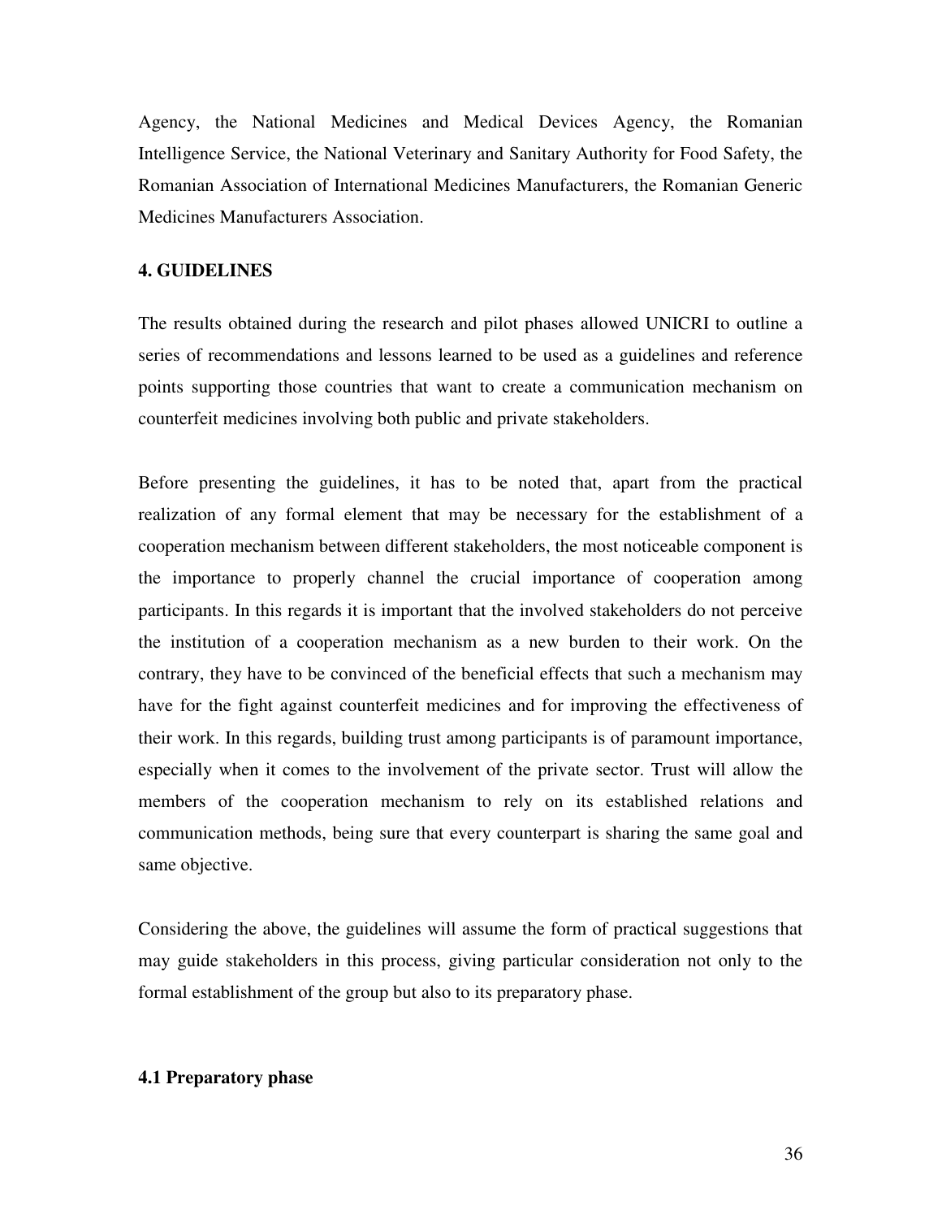Agency, the National Medicines and Medical Devices Agency, the Romanian Intelligence Service, the National Veterinary and Sanitary Authority for Food Safety, the Romanian Association of International Medicines Manufacturers, the Romanian Generic Medicines Manufacturers Association.

## 4. GUIDELINES

The results obtained during the research and pilot phases allowed UNICRI to outline a series of recommendations and lessons learned to be used as a guidelines and reference points supporting those countries that want to create a communication mechanism on counterfeit medicines involving both public and private stakeholders.

Before presenting the guidelines, it has to be noted that, apart from the practical realization of any formal element that may be necessary for the establishment of a cooperation mechanism between different stakeholders, the most noticeable component is the importance to properly channel the crucial importance of cooperation among participants. In this regards it is important that the involved stakeholders do not perceive the institution of a cooperation mechanism as a new burden to their work. On the contrary, they have to be convinced of the beneficial effects that such a mechanism may have for the fight against counterfeit medicines and for improving the effectiveness of their work. In this regards, building trust among participants is of paramount importance, especially when it comes to the involvement of the private sector. Trust will allow the members of the cooperation mechanism to rely on its established relations and communication methods, being sure that every counterpart is sharing the same goal and same objective.

Considering the above, the guidelines will assume the form of practical suggestions that may guide stakeholders in this process, giving particular consideration not only to the formal establishment of the group but also to its preparatory phase.

### 4.1 Preparatory phase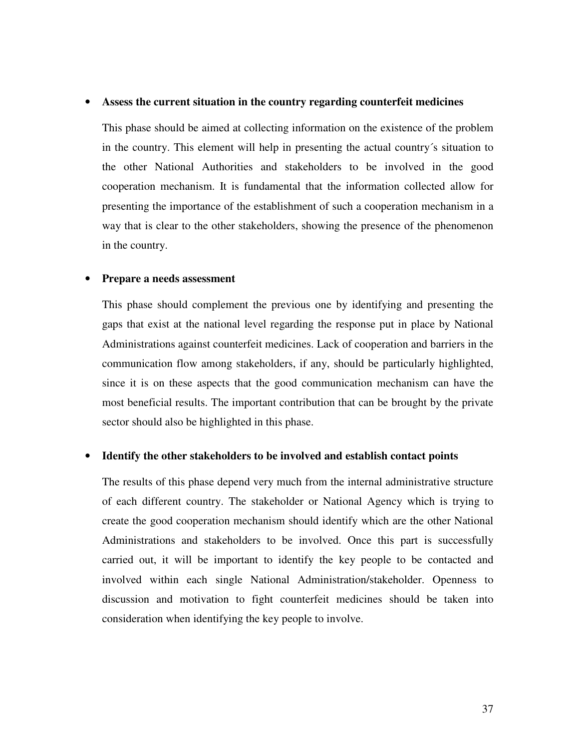- **Assess the current situation in the country regarding counterfeit medicines**

  This phase should be aimed at collecting information on the existence of the problem in the country. This element will help in presenting the actual country´s situation to the other National Authorities and stakeholders to be involved in the good cooperation mechanism. It is fundamental that the information collected allow for presenting the importance of the establishment of such a cooperation mechanism in a way that is clear to the other stakeholders, showing the presence of the phenomenon in the country.

- **Prepare a needs assessment**

  This phase should complement the previous one by identifying and presenting the gaps that exist at the national level regarding the response put in place by National Administrations against counterfeit medicines. Lack of cooperation and barriers in the communication flow among stakeholders, if any, should be particularly highlighted, since it is on these aspects that the good communication mechanism can have the most beneficial results. The important contribution that can be brought by the private sector should also be highlighted in this phase.

- **Identify the other stakeholders to be involved and establish contact points**

  The results of this phase depend very much from the internal administrative structure of each different country. The stakeholder or National Agency which is trying to create the good cooperation mechanism should identify which are the other National Administrations and stakeholders to be involved. Once this part is successfully carried out, it will be important to identify the key people to be contacted and involved within each single National Administration/stakeholder. Openness to discussion and motivation to fight counterfeit medicines should be taken into consideration when identifying the key people to involve.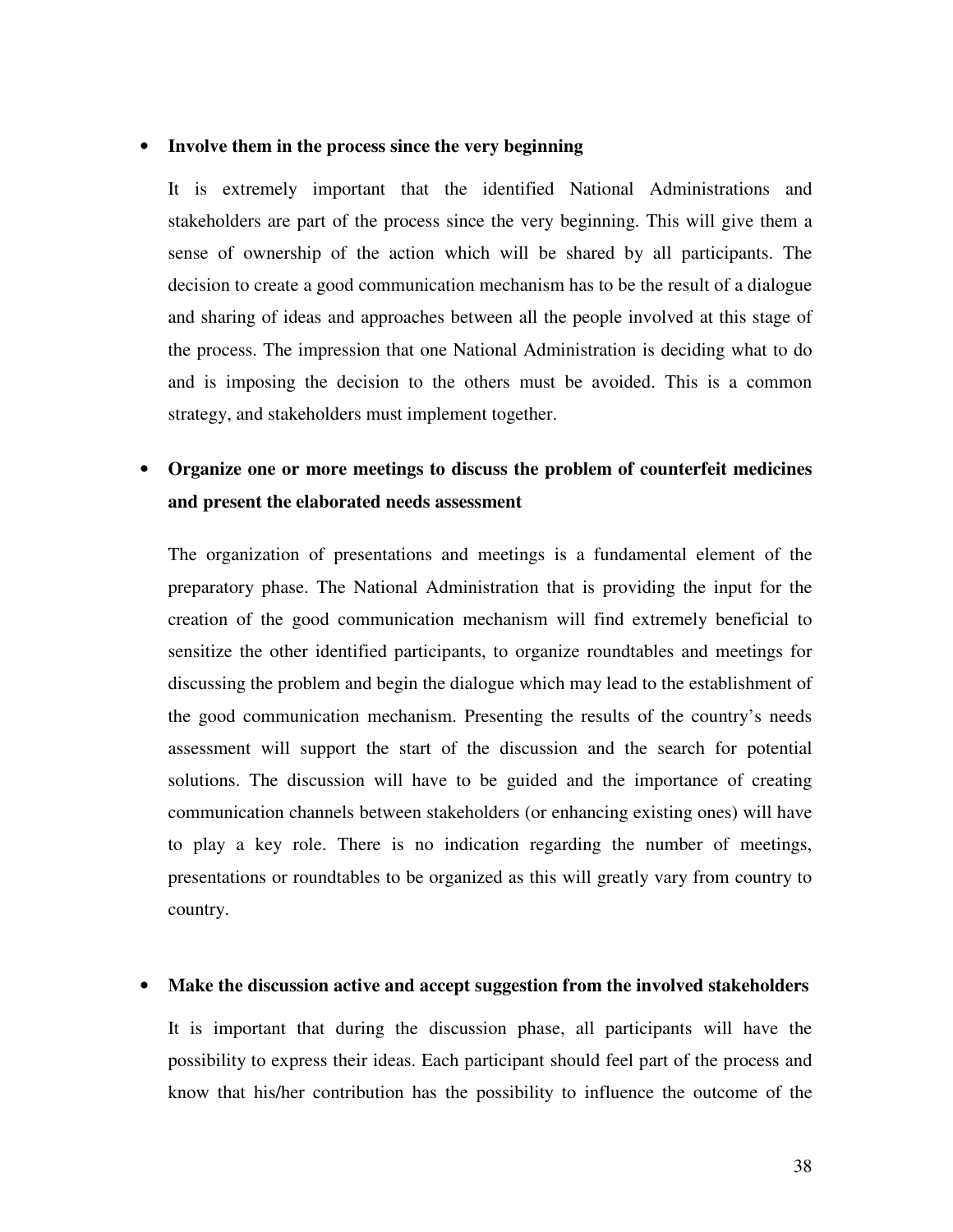- **Involve them in the process since the very beginning**

  It is extremely important that the identified National Administrations and stakeholders are part of the process since the very beginning. This will give them a sense of ownership of the action which will be shared by all participants. The decision to create a good communication mechanism has to be the result of a dialogue and sharing of ideas and approaches between all the people involved at this stage of the process. The impression that one National Administration is deciding what to do and is imposing the decision to the others must be avoided. This is a common strategy, and stakeholders must implement together.

- **Organize one or more meetings to discuss the problem of counterfeit medicines and present the elaborated needs assessment**

  The organization of presentations and meetings is a fundamental element of the preparatory phase. The National Administration that is providing the input for the creation of the good communication mechanism will find extremely beneficial to sensitize the other identified participants, to organize roundtables and meetings for discussing the problem and begin the dialogue which may lead to the establishment of the good communication mechanism. Presenting the results of the country's needs assessment will support the start of the discussion and the search for potential solutions. The discussion will have to be guided and the importance of creating communication channels between stakeholders (or enhancing existing ones) will have to play a key role. There is no indication regarding the number of meetings, presentations or roundtables to be organized as this will greatly vary from country to country.

- **Make the discussion active and accept suggestion from the involved stakeholders**

  It is important that during the discussion phase, all participants will have the possibility to express their ideas. Each participant should feel part of the process and know that his/her contribution has the possibility to influence the outcome of the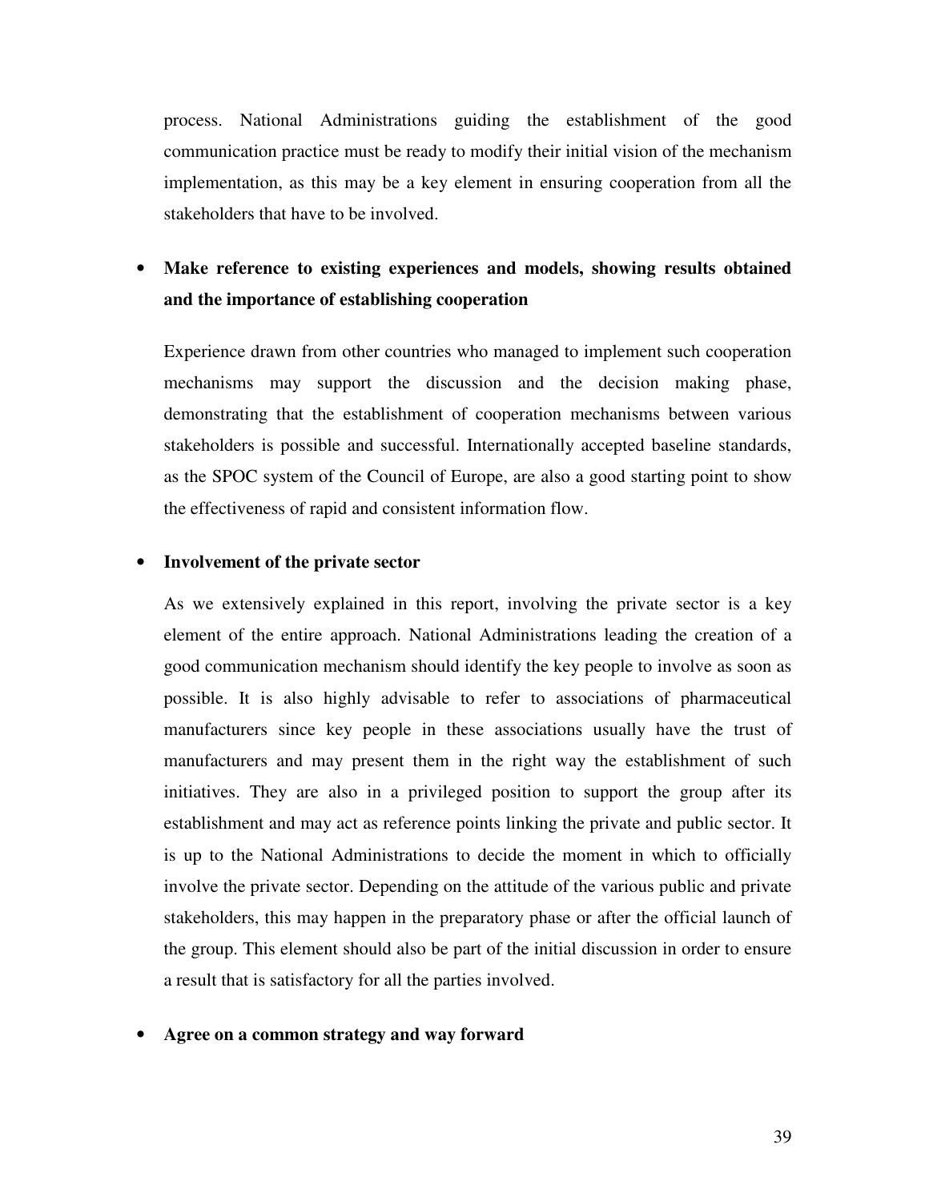process. National Administrations guiding the establishment of the good communication practice must be ready to modify their initial vision of the mechanism implementation, as this may be a key element in ensuring cooperation from all the stakeholders that have to be involved.

- **Make reference to existing experiences and models, showing results obtained and the importance of establishing cooperation**

  Experience drawn from other countries who managed to implement such cooperation mechanisms may support the discussion and the decision making phase, demonstrating that the establishment of cooperation mechanisms between various stakeholders is possible and successful. Internationally accepted baseline standards, as the SPOC system of the Council of Europe, are also a good starting point to show the effectiveness of rapid and consistent information flow.

- **Involvement of the private sector**

  As we extensively explained in this report, involving the private sector is a key element of the entire approach. National Administrations leading the creation of a good communication mechanism should identify the key people to involve as soon as possible. It is also highly advisable to refer to associations of pharmaceutical manufacturers since key people in these associations usually have the trust of manufacturers and may present them in the right way the establishment of such initiatives. They are also in a privileged position to support the group after its establishment and may act as reference points linking the private and public sector. It is up to the National Administrations to decide the moment in which to officially involve the private sector. Depending on the attitude of the various public and private stakeholders, this may happen in the preparatory phase or after the official launch of the group. This element should also be part of the initial discussion in order to ensure a result that is satisfactory for all the parties involved.

- **Agree on a common strategy and way forward**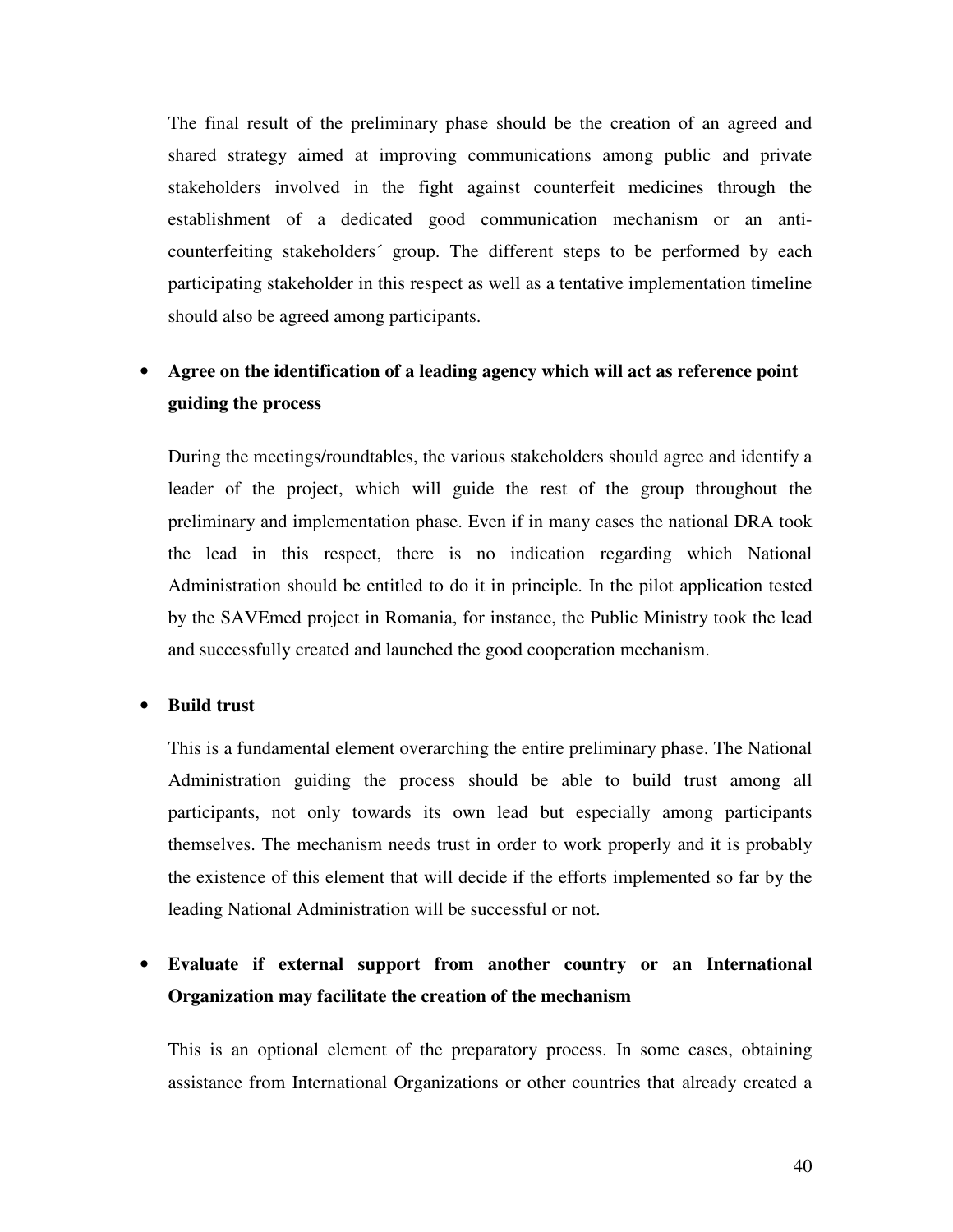The final result of the preliminary phase should be the creation of an agreed and shared strategy aimed at improving communications among public and private stakeholders involved in the fight against counterfeit medicines through the establishment of a dedicated good communication mechanism or an anti-counterfeiting stakeholders´ group. The different steps to be performed by each participating stakeholder in this respect as well as a tentative implementation timeline should also be agreed among participants.

- **Agree on the identification of a leading agency which will act as reference point guiding the process**

  During the meetings/roundtables, the various stakeholders should agree and identify a leader of the project, which will guide the rest of the group throughout the preliminary and implementation phase. Even if in many cases the national DRA took the lead in this respect, there is no indication regarding which National Administration should be entitled to do it in principle. In the pilot application tested by the SAVEmed project in Romania, for instance, the Public Ministry took the lead and successfully created and launched the good cooperation mechanism.

- **Build trust**

  This is a fundamental element overarching the entire preliminary phase. The National Administration guiding the process should be able to build trust among all participants, not only towards its own lead but especially among participants themselves. The mechanism needs trust in order to work properly and it is probably the existence of this element that will decide if the efforts implemented so far by the leading National Administration will be successful or not.

- **Evaluate if external support from another country or an International Organization may facilitate the creation of the mechanism**

  This is an optional element of the preparatory process. In some cases, obtaining assistance from International Organizations or other countries that already created a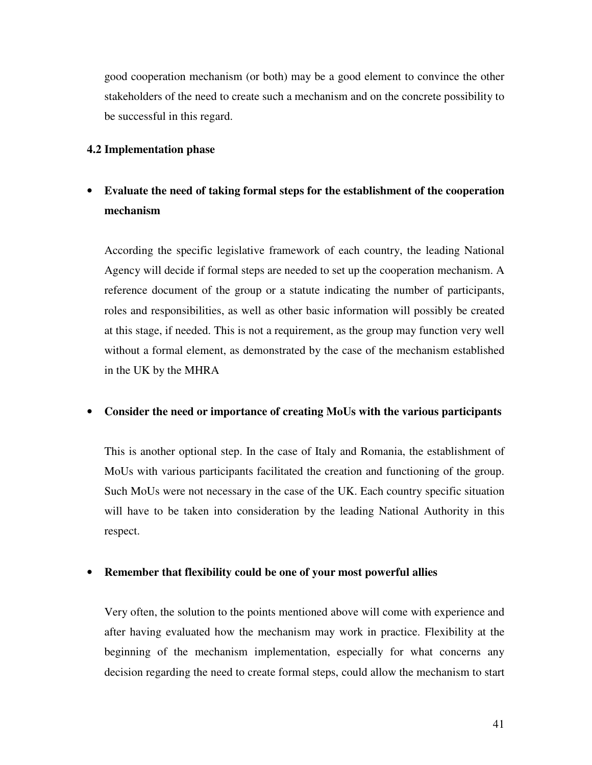good cooperation mechanism (or both) may be a good element to convince the other stakeholders of the need to create such a mechanism and on the concrete possibility to be successful in this regard.

### 4.2 Implementation phase

- **Evaluate the need of taking formal steps for the establishment of the cooperation mechanism**

  According the specific legislative framework of each country, the leading National Agency will decide if formal steps are needed to set up the cooperation mechanism. A reference document of the group or a statute indicating the number of participants, roles and responsibilities, as well as other basic information will possibly be created at this stage, if needed. This is not a requirement, as the group may function very well without a formal element, as demonstrated by the case of the mechanism established in the UK by the MHRA

- **Consider the need or importance of creating MoUs with the various participants**

  This is another optional step. In the case of Italy and Romania, the establishment of MoUs with various participants facilitated the creation and functioning of the group. Such MoUs were not necessary in the case of the UK. Each country specific situation will have to be taken into consideration by the leading National Authority in this respect.

- **Remember that flexibility could be one of your most powerful allies**

  Very often, the solution to the points mentioned above will come with experience and after having evaluated how the mechanism may work in practice. Flexibility at the beginning of the mechanism implementation, especially for what concerns any decision regarding the need to create formal steps, could allow the mechanism to start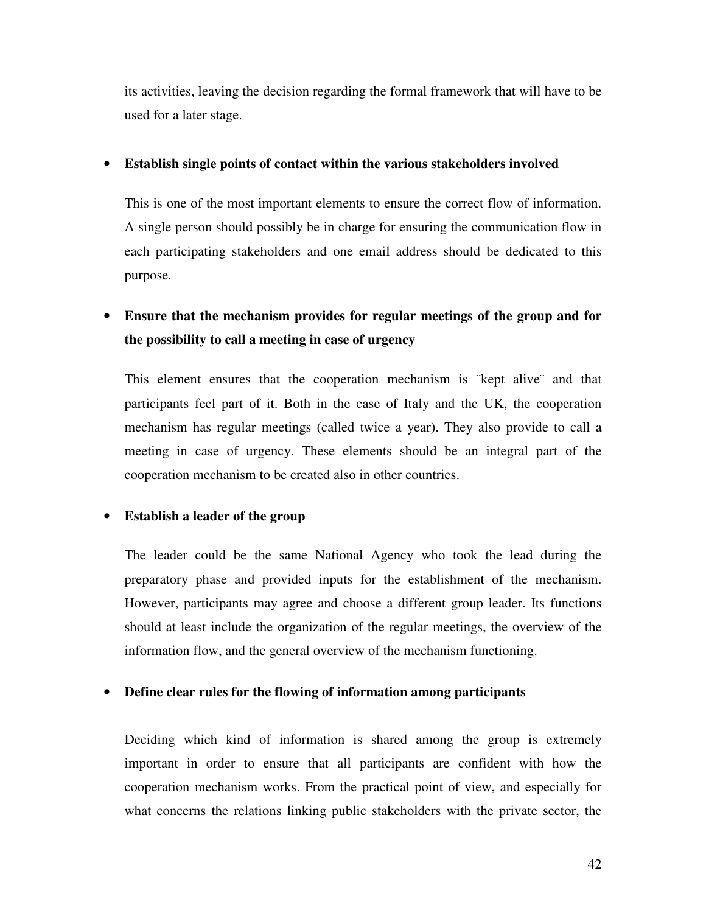its activities, leaving the decision regarding the formal framework that will have to be used for a later stage.

- **Establish single points of contact within the various stakeholders involved**

  This is one of the most important elements to ensure the correct flow of information. A single person should possibly be in charge for ensuring the communication flow in each participating stakeholders and one email address should be dedicated to this purpose.

- **Ensure that the mechanism provides for regular meetings of the group and for the possibility to call a meeting in case of urgency**

  This element ensures that the cooperation mechanism is ¨kept alive¨ and that participants feel part of it. Both in the case of Italy and the UK, the cooperation mechanism has regular meetings (called twice a year). They also provide to call a meeting in case of urgency. These elements should be an integral part of the cooperation mechanism to be created also in other countries.

- **Establish a leader of the group**

  The leader could be the same National Agency who took the lead during the preparatory phase and provided inputs for the establishment of the mechanism. However, participants may agree and choose a different group leader. Its functions should at least include the organization of the regular meetings, the overview of the information flow, and the general overview of the mechanism functioning.

- **Define clear rules for the flowing of information among participants**

  Deciding which kind of information is shared among the group is extremely important in order to ensure that all participants are confident with how the cooperation mechanism works. From the practical point of view, and especially for what concerns the relations linking public stakeholders with the private sector, the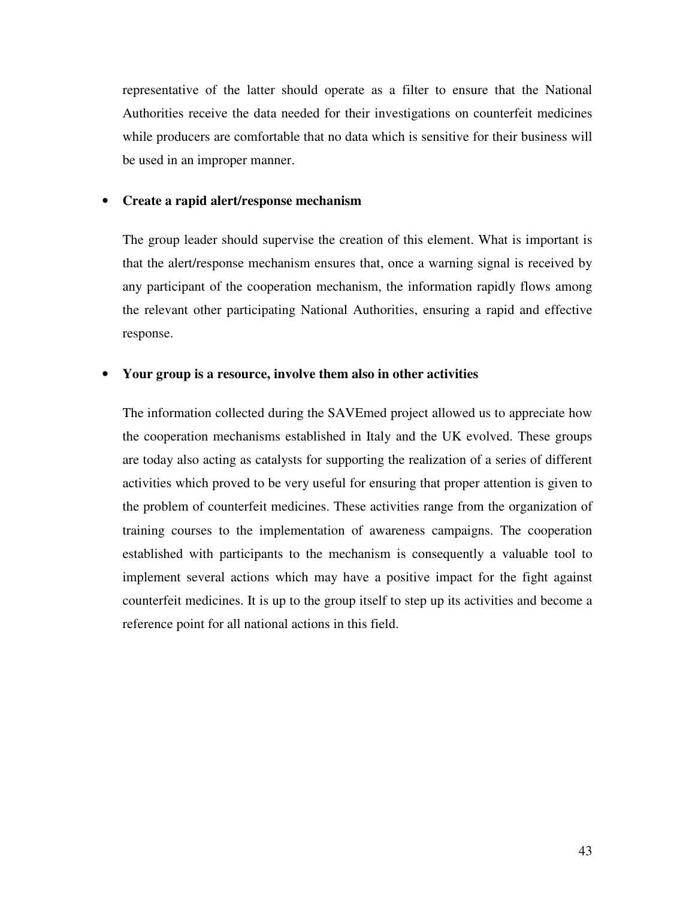representative of the latter should operate as a filter to ensure that the National Authorities receive the data needed for their investigations on counterfeit medicines while producers are comfortable that no data which is sensitive for their business will be used in an improper manner.

- **Create a rapid alert/response mechanism**

  The group leader should supervise the creation of this element. What is important is that the alert/response mechanism ensures that, once a warning signal is received by any participant of the cooperation mechanism, the information rapidly flows among the relevant other participating National Authorities, ensuring a rapid and effective response.

- **Your group is a resource, involve them also in other activities**

  The information collected during the SAVEmed project allowed us to appreciate how the cooperation mechanisms established in Italy and the UK evolved. These groups are today also acting as catalysts for supporting the realization of a series of different activities which proved to be very useful for ensuring that proper attention is given to the problem of counterfeit medicines. These activities range from the organization of training courses to the implementation of awareness campaigns. The cooperation established with participants to the mechanism is consequently a valuable tool to implement several actions which may have a positive impact for the fight against counterfeit medicines. It is up to the group itself to step up its activities and become a reference point for all national actions in this field.